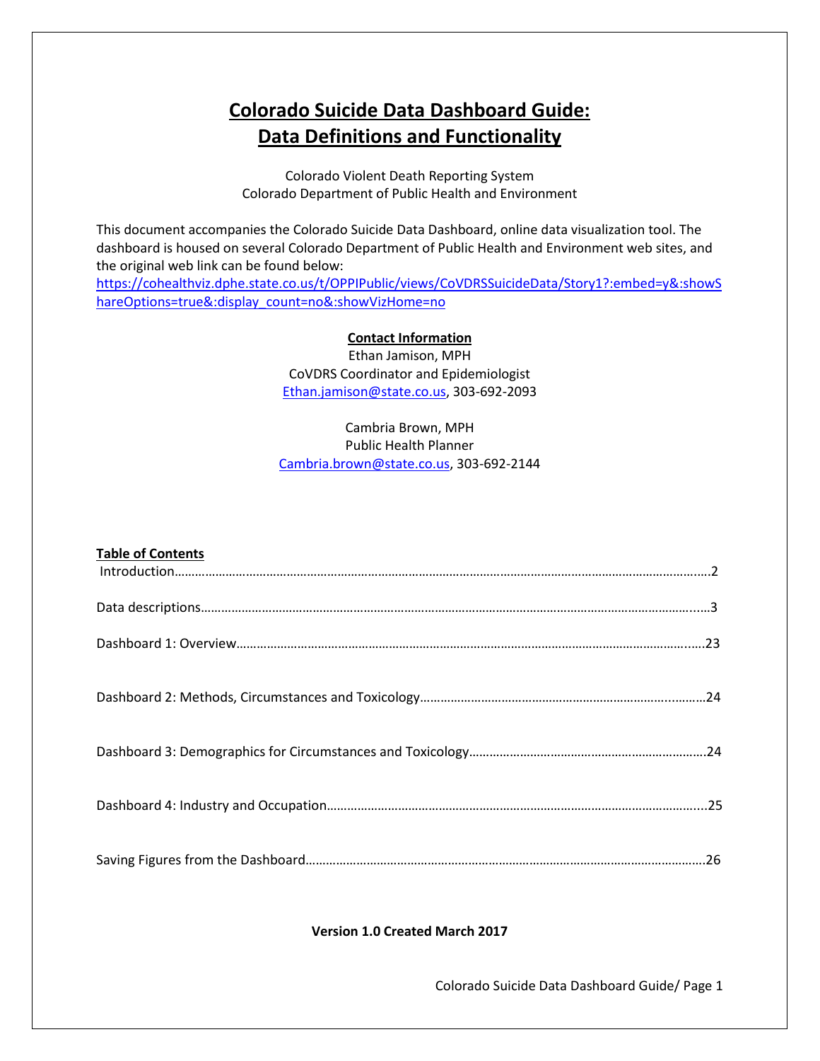# Colorado Suicide Data Dashboard Guide: Data Definitions and Functionality

Colorado Violent Death Reporting System
Colorado Department of Public Health and Environment

This document accompanies the Colorado Suicide Data Dashboard, online data visualization tool. The dashboard is housed on several Colorado Department of Public Health and Environment web sites, and the original web link can be found below:
[https://cohealthviz.dphe.state.co.us/t/OPPIPublic/views/CoVDRSSuicideData/Story1?:embed=y&:showShareOptions=true&:display_count=no&:showVizHome=no](https://cohealthviz.dphe.state.co.us/t/OPPIPublic/views/CoVDRSSuicideData/Story1?:embed=y&:showShareOptions=true&:display_count=no&:showVizHome=no)

**Contact Information**

Ethan Jamison, MPH
CoVDRS Coordinator and Epidemiologist
Ethan.jamison@state.co.us, 303-692-2093

Cambria Brown, MPH
Public Health Planner
Cambria.brown@state.co.us, 303-692-2144

**Table of Contents**

Introduction……………………………………………………………………………………………………………………………………2

Data descriptions…………………………………………………………………………………………………………………………3

Dashboard 1: Overview………………………………………………………………………………………………………………23

Dashboard 2: Methods, Circumstances and Toxicology………………………………………………………………24

Dashboard 3: Demographics for Circumstances and Toxicology…………………………………………………24

Dashboard 4: Industry and Occupation……………………………………………………………………………………25

Saving Figures from the Dashboard…………………………………………………………………………………………26

**Version 1.0 Created March 2017**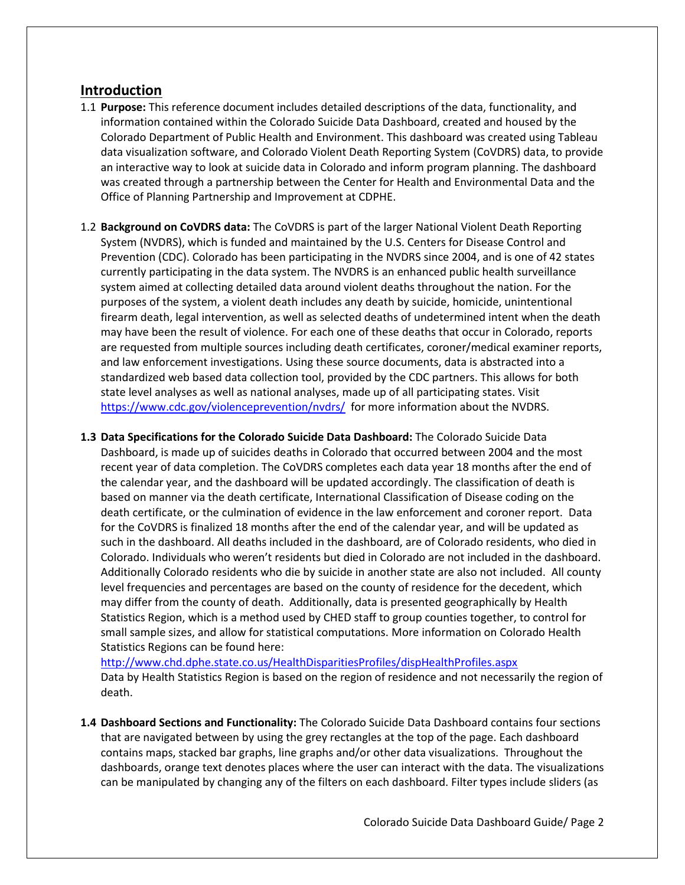## Introduction

1.1 **Purpose:** This reference document includes detailed descriptions of the data, functionality, and information contained within the Colorado Suicide Data Dashboard, created and housed by the Colorado Department of Public Health and Environment. This dashboard was created using Tableau data visualization software, and Colorado Violent Death Reporting System (CoVDRS) data, to provide an interactive way to look at suicide data in Colorado and inform program planning. The dashboard was created through a partnership between the Center for Health and Environmental Data and the Office of Planning Partnership and Improvement at CDPHE.

1.2 **Background on CoVDRS data:** The CoVDRS is part of the larger National Violent Death Reporting System (NVDRS), which is funded and maintained by the U.S. Centers for Disease Control and Prevention (CDC). Colorado has been participating in the NVDRS since 2004, and is one of 42 states currently participating in the data system. The NVDRS is an enhanced public health surveillance system aimed at collecting detailed data around violent deaths throughout the nation. For the purposes of the system, a violent death includes any death by suicide, homicide, unintentional firearm death, legal intervention, as well as selected deaths of undetermined intent when the death may have been the result of violence. For each one of these deaths that occur in Colorado, reports are requested from multiple sources including death certificates, coroner/medical examiner reports, and law enforcement investigations. Using these source documents, data is abstracted into a standardized web based data collection tool, provided by the CDC partners. This allows for both state level analyses as well as national analyses, made up of all participating states. Visit https://www.cdc.gov/violenceprevention/nvdrs/ for more information about the NVDRS.

**1.3 Data Specifications for the Colorado Suicide Data Dashboard:** The Colorado Suicide Data Dashboard, is made up of suicides deaths in Colorado that occurred between 2004 and the most recent year of data completion. The CoVDRS completes each data year 18 months after the end of the calendar year, and the dashboard will be updated accordingly. The classification of death is based on manner via the death certificate, International Classification of Disease coding on the death certificate, or the culmination of evidence in the law enforcement and coroner report. Data for the CoVDRS is finalized 18 months after the end of the calendar year, and will be updated as such in the dashboard. All deaths included in the dashboard, are of Colorado residents, who died in Colorado. Individuals who weren't residents but died in Colorado are not included in the dashboard. Additionally Colorado residents who die by suicide in another state are also not included. All county level frequencies and percentages are based on the county of residence for the decedent, which may differ from the county of death. Additionally, data is presented geographically by Health Statistics Region, which is a method used by CHED staff to group counties together, to control for small sample sizes, and allow for statistical computations. More information on Colorado Health Statistics Regions can be found here:
http://www.chd.dphe.state.co.us/HealthDisparitiesProfiles/dispHealthProfiles.aspx
Data by Health Statistics Region is based on the region of residence and not necessarily the region of death.

**1.4 Dashboard Sections and Functionality:** The Colorado Suicide Data Dashboard contains four sections that are navigated between by using the grey rectangles at the top of the page. Each dashboard contains maps, stacked bar graphs, line graphs and/or other data visualizations. Throughout the dashboards, orange text denotes places where the user can interact with the data. The visualizations can be manipulated by changing any of the filters on each dashboard. Filter types include sliders (as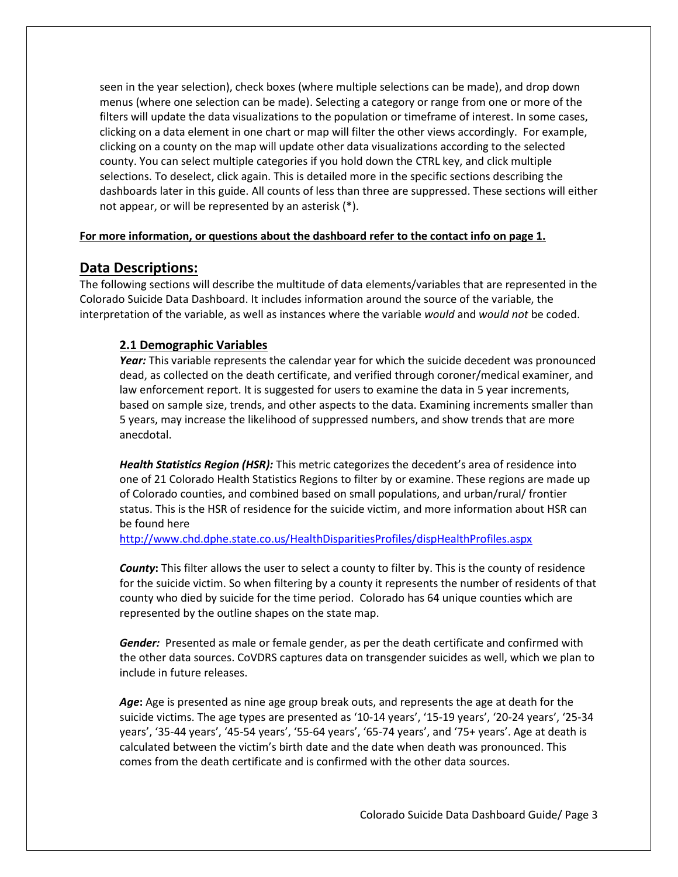seen in the year selection), check boxes (where multiple selections can be made), and drop down menus (where one selection can be made). Selecting a category or range from one or more of the filters will update the data visualizations to the population or timeframe of interest. In some cases, clicking on a data element in one chart or map will filter the other views accordingly. For example, clicking on a county on the map will update other data visualizations according to the selected county. You can select multiple categories if you hold down the CTRL key, and click multiple selections. To deselect, click again. This is detailed more in the specific sections describing the dashboards later in this guide. All counts of less than three are suppressed. These sections will either not appear, or will be represented by an asterisk (*).

**For more information, or questions about the dashboard refer to the contact info on page 1.**

## Data Descriptions:

The following sections will describe the multitude of data elements/variables that are represented in the Colorado Suicide Data Dashboard. It includes information around the source of the variable, the interpretation of the variable, as well as instances where the variable *would* and *would not* be coded.

### 2.1 Demographic Variables

***Year:*** This variable represents the calendar year for which the suicide decedent was pronounced dead, as collected on the death certificate, and verified through coroner/medical examiner, and law enforcement report. It is suggested for users to examine the data in 5 year increments, based on sample size, trends, and other aspects to the data. Examining increments smaller than 5 years, may increase the likelihood of suppressed numbers, and show trends that are more anecdotal.

***Health Statistics Region (HSR):*** This metric categorizes the decedent's area of residence into one of 21 Colorado Health Statistics Regions to filter by or examine. These regions are made up of Colorado counties, and combined based on small populations, and urban/rural/ frontier status. This is the HSR of residence for the suicide victim, and more information about HSR can be found here
http://www.chd.dphe.state.co.us/HealthDisparitiesProfiles/dispHealthProfiles.aspx

***County*:** This filter allows the user to select a county to filter by. This is the county of residence for the suicide victim. So when filtering by a county it represents the number of residents of that county who died by suicide for the time period. Colorado has 64 unique counties which are represented by the outline shapes on the state map.

***Gender:*** Presented as male or female gender, as per the death certificate and confirmed with the other data sources. CoVDRS captures data on transgender suicides as well, which we plan to include in future releases.

***Age*:** Age is presented as nine age group break outs, and represents the age at death for the suicide victims. The age types are presented as '10-14 years', '15-19 years', '20-24 years', '25-34 years', '35-44 years', '45-54 years', '55-64 years', '65-74 years', and '75+ years'. Age at death is calculated between the victim's birth date and the date when death was pronounced. This comes from the death certificate and is confirmed with the other data sources.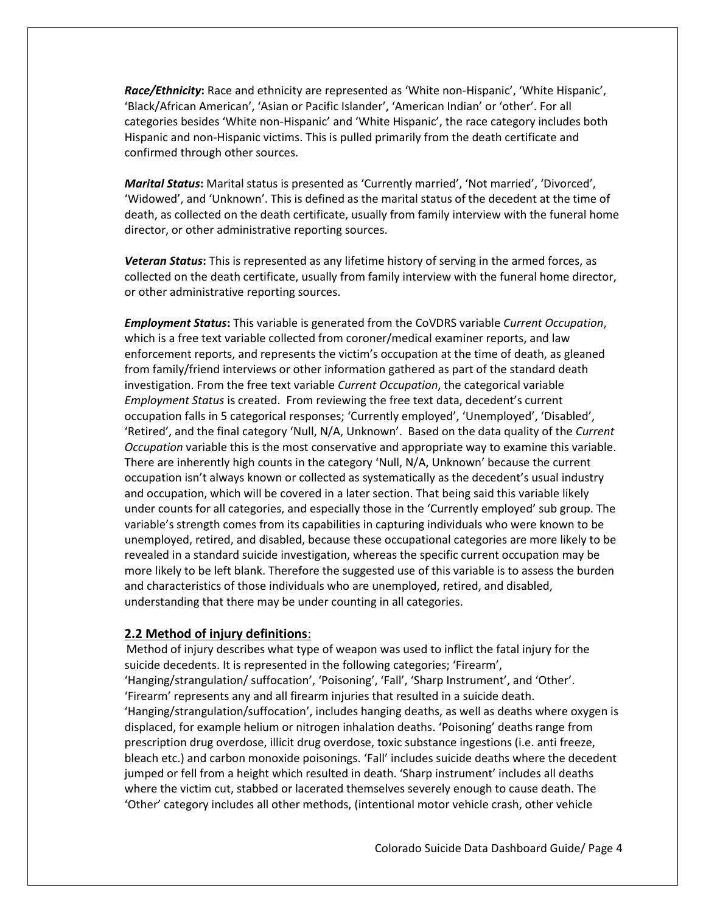***Race/Ethnicity*:** Race and ethnicity are represented as 'White non-Hispanic', 'White Hispanic', 'Black/African American', 'Asian or Pacific Islander', 'American Indian' or 'other'. For all categories besides 'White non-Hispanic' and 'White Hispanic', the race category includes both Hispanic and non-Hispanic victims. This is pulled primarily from the death certificate and confirmed through other sources.

***Marital Status*:** Marital status is presented as 'Currently married', 'Not married', 'Divorced', 'Widowed', and 'Unknown'. This is defined as the marital status of the decedent at the time of death, as collected on the death certificate, usually from family interview with the funeral home director, or other administrative reporting sources.

***Veteran Status*:** This is represented as any lifetime history of serving in the armed forces, as collected on the death certificate, usually from family interview with the funeral home director, or other administrative reporting sources.

***Employment Status*:** This variable is generated from the CoVDRS variable *Current Occupation*, which is a free text variable collected from coroner/medical examiner reports, and law enforcement reports, and represents the victim's occupation at the time of death, as gleaned from family/friend interviews or other information gathered as part of the standard death investigation. From the free text variable *Current Occupation*, the categorical variable *Employment Status* is created. From reviewing the free text data, decedent's current occupation falls in 5 categorical responses; 'Currently employed', 'Unemployed', 'Disabled', 'Retired', and the final category 'Null, N/A, Unknown'. Based on the data quality of the *Current Occupation* variable this is the most conservative and appropriate way to examine this variable. There are inherently high counts in the category 'Null, N/A, Unknown' because the current occupation isn't always known or collected as systematically as the decedent's usual industry and occupation, which will be covered in a later section. That being said this variable likely under counts for all categories, and especially those in the 'Currently employed' sub group. The variable's strength comes from its capabilities in capturing individuals who were known to be unemployed, retired, and disabled, because these occupational categories are more likely to be revealed in a standard suicide investigation, whereas the specific current occupation may be more likely to be left blank. Therefore the suggested use of this variable is to assess the burden and characteristics of those individuals who are unemployed, retired, and disabled, understanding that there may be under counting in all categories.

## 2.2 Method of injury definitions:

Method of injury describes what type of weapon was used to inflict the fatal injury for the suicide decedents. It is represented in the following categories; 'Firearm', 'Hanging/strangulation/ suffocation', 'Poisoning', 'Fall', 'Sharp Instrument', and 'Other'. 'Firearm' represents any and all firearm injuries that resulted in a suicide death. 'Hanging/strangulation/suffocation', includes hanging deaths, as well as deaths where oxygen is displaced, for example helium or nitrogen inhalation deaths. 'Poisoning' deaths range from prescription drug overdose, illicit drug overdose, toxic substance ingestions (i.e. anti freeze, bleach etc.) and carbon monoxide poisonings. 'Fall' includes suicide deaths where the decedent jumped or fell from a height which resulted in death. 'Sharp instrument' includes all deaths where the victim cut, stabbed or lacerated themselves severely enough to cause death. The 'Other' category includes all other methods, (intentional motor vehicle crash, other vehicle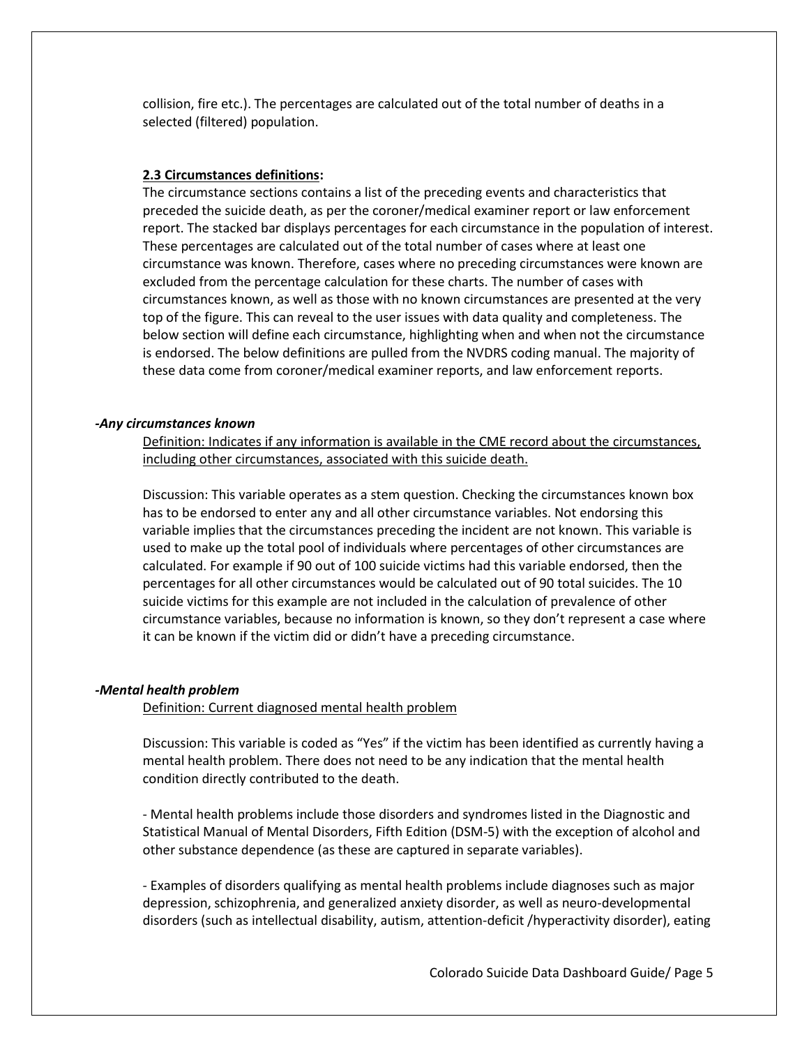collision, fire etc.). The percentages are calculated out of the total number of deaths in a selected (filtered) population.

**2.3 Circumstances definitions:**

The circumstance sections contains a list of the preceding events and characteristics that preceded the suicide death, as per the coroner/medical examiner report or law enforcement report. The stacked bar displays percentages for each circumstance in the population of interest. These percentages are calculated out of the total number of cases where at least one circumstance was known. Therefore, cases where no preceding circumstances were known are excluded from the percentage calculation for these charts. The number of cases with circumstances known, as well as those with no known circumstances are presented at the very top of the figure. This can reveal to the user issues with data quality and completeness. The below section will define each circumstance, highlighting when and when not the circumstance is endorsed. The below definitions are pulled from the NVDRS coding manual. The majority of these data come from coroner/medical examiner reports, and law enforcement reports.

***-Any circumstances known***

Definition: Indicates if any information is available in the CME record about the circumstances, including other circumstances, associated with this suicide death.

Discussion: This variable operates as a stem question. Checking the circumstances known box has to be endorsed to enter any and all other circumstance variables. Not endorsing this variable implies that the circumstances preceding the incident are not known. This variable is used to make up the total pool of individuals where percentages of other circumstances are calculated. For example if 90 out of 100 suicide victims had this variable endorsed, then the percentages for all other circumstances would be calculated out of 90 total suicides. The 10 suicide victims for this example are not included in the calculation of prevalence of other circumstance variables, because no information is known, so they don't represent a case where it can be known if the victim did or didn't have a preceding circumstance.

***-Mental health problem***

Definition: Current diagnosed mental health problem

Discussion: This variable is coded as "Yes" if the victim has been identified as currently having a mental health problem. There does not need to be any indication that the mental health condition directly contributed to the death.

- Mental health problems include those disorders and syndromes listed in the Diagnostic and Statistical Manual of Mental Disorders, Fifth Edition (DSM-5) with the exception of alcohol and other substance dependence (as these are captured in separate variables).

- Examples of disorders qualifying as mental health problems include diagnoses such as major depression, schizophrenia, and generalized anxiety disorder, as well as neuro-developmental disorders (such as intellectual disability, autism, attention-deficit /hyperactivity disorder), eating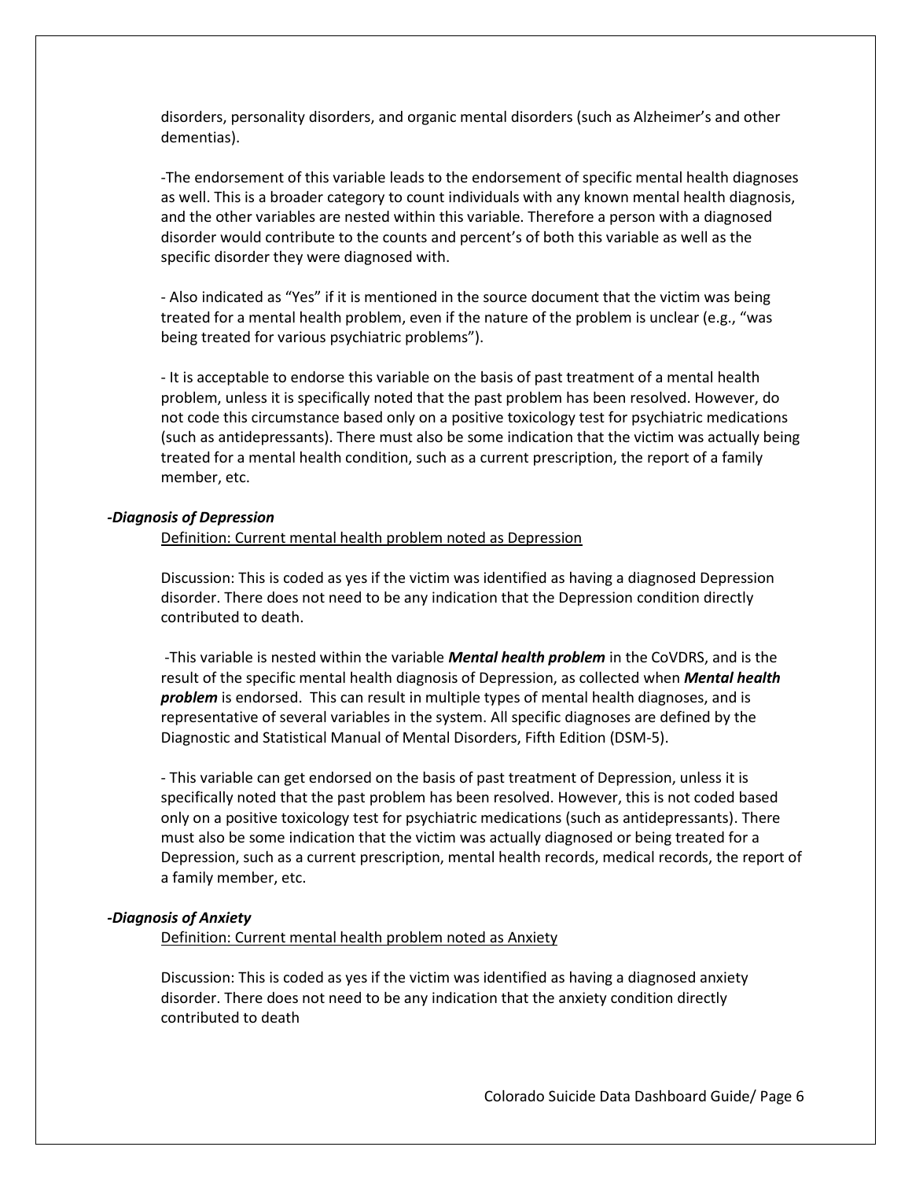disorders, personality disorders, and organic mental disorders (such as Alzheimer's and other dementias).

-The endorsement of this variable leads to the endorsement of specific mental health diagnoses as well. This is a broader category to count individuals with any known mental health diagnosis, and the other variables are nested within this variable. Therefore a person with a diagnosed disorder would contribute to the counts and percent's of both this variable as well as the specific disorder they were diagnosed with.

- Also indicated as "Yes" if it is mentioned in the source document that the victim was being treated for a mental health problem, even if the nature of the problem is unclear (e.g., "was being treated for various psychiatric problems").

- It is acceptable to endorse this variable on the basis of past treatment of a mental health problem, unless it is specifically noted that the past problem has been resolved. However, do not code this circumstance based only on a positive toxicology test for psychiatric medications (such as antidepressants). There must also be some indication that the victim was actually being treated for a mental health condition, such as a current prescription, the report of a family member, etc.

***-Diagnosis of Depression***

<u>Definition: Current mental health problem noted as Depression</u>

Discussion: This is coded as yes if the victim was identified as having a diagnosed Depression disorder. There does not need to be any indication that the Depression condition directly contributed to death.

-This variable is nested within the variable ***Mental health problem*** in the CoVDRS, and is the result of the specific mental health diagnosis of Depression, as collected when ***Mental health problem*** is endorsed. This can result in multiple types of mental health diagnoses, and is representative of several variables in the system. All specific diagnoses are defined by the Diagnostic and Statistical Manual of Mental Disorders, Fifth Edition (DSM-5).

- This variable can get endorsed on the basis of past treatment of Depression, unless it is specifically noted that the past problem has been resolved. However, this is not coded based only on a positive toxicology test for psychiatric medications (such as antidepressants). There must also be some indication that the victim was actually diagnosed or being treated for a Depression, such as a current prescription, mental health records, medical records, the report of a family member, etc.

***-Diagnosis of Anxiety***

<u>Definition: Current mental health problem noted as Anxiety</u>

Discussion: This is coded as yes if the victim was identified as having a diagnosed anxiety disorder. There does not need to be any indication that the anxiety condition directly contributed to death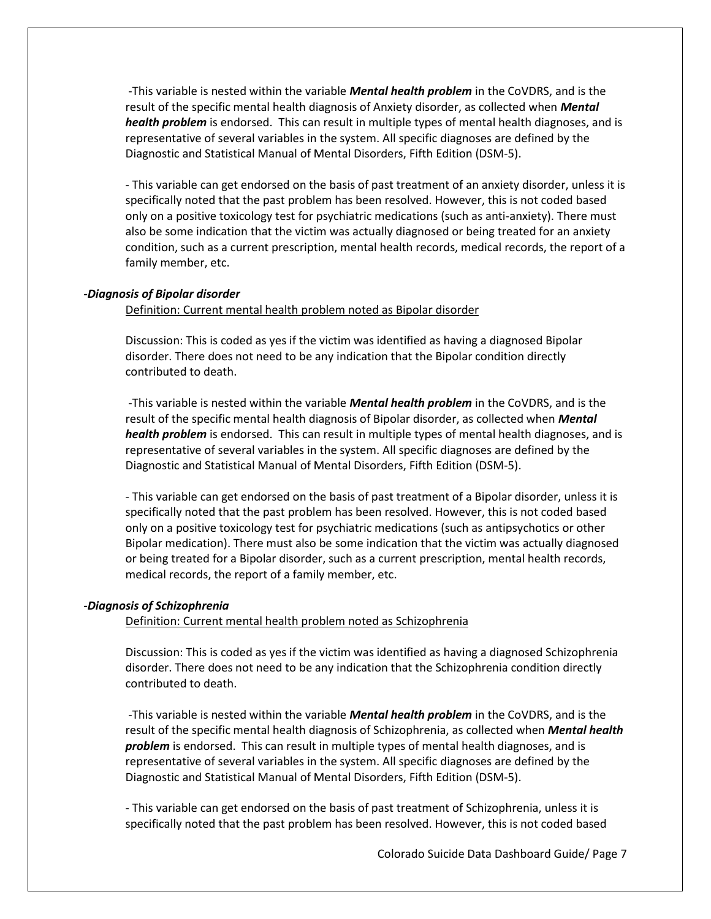-This variable is nested within the variable ***Mental health problem*** in the CoVDRS, and is the result of the specific mental health diagnosis of Anxiety disorder, as collected when ***Mental health problem*** is endorsed. This can result in multiple types of mental health diagnoses, and is representative of several variables in the system. All specific diagnoses are defined by the Diagnostic and Statistical Manual of Mental Disorders, Fifth Edition (DSM-5).

- This variable can get endorsed on the basis of past treatment of an anxiety disorder, unless it is specifically noted that the past problem has been resolved. However, this is not coded based only on a positive toxicology test for psychiatric medications (such as anti-anxiety). There must also be some indication that the victim was actually diagnosed or being treated for an anxiety condition, such as a current prescription, mental health records, medical records, the report of a family member, etc.

***-Diagnosis of Bipolar disorder***

Definition: Current mental health problem noted as Bipolar disorder

Discussion: This is coded as yes if the victim was identified as having a diagnosed Bipolar disorder. There does not need to be any indication that the Bipolar condition directly contributed to death.

-This variable is nested within the variable ***Mental health problem*** in the CoVDRS, and is the result of the specific mental health diagnosis of Bipolar disorder, as collected when ***Mental health problem*** is endorsed. This can result in multiple types of mental health diagnoses, and is representative of several variables in the system. All specific diagnoses are defined by the Diagnostic and Statistical Manual of Mental Disorders, Fifth Edition (DSM-5).

- This variable can get endorsed on the basis of past treatment of a Bipolar disorder, unless it is specifically noted that the past problem has been resolved. However, this is not coded based only on a positive toxicology test for psychiatric medications (such as antipsychotics or other Bipolar medication). There must also be some indication that the victim was actually diagnosed or being treated for a Bipolar disorder, such as a current prescription, mental health records, medical records, the report of a family member, etc.

***-Diagnosis of Schizophrenia***

Definition: Current mental health problem noted as Schizophrenia

Discussion: This is coded as yes if the victim was identified as having a diagnosed Schizophrenia disorder. There does not need to be any indication that the Schizophrenia condition directly contributed to death.

-This variable is nested within the variable ***Mental health problem*** in the CoVDRS, and is the result of the specific mental health diagnosis of Schizophrenia, as collected when ***Mental health problem*** is endorsed. This can result in multiple types of mental health diagnoses, and is representative of several variables in the system. All specific diagnoses are defined by the Diagnostic and Statistical Manual of Mental Disorders, Fifth Edition (DSM-5).

- This variable can get endorsed on the basis of past treatment of Schizophrenia, unless it is specifically noted that the past problem has been resolved. However, this is not coded based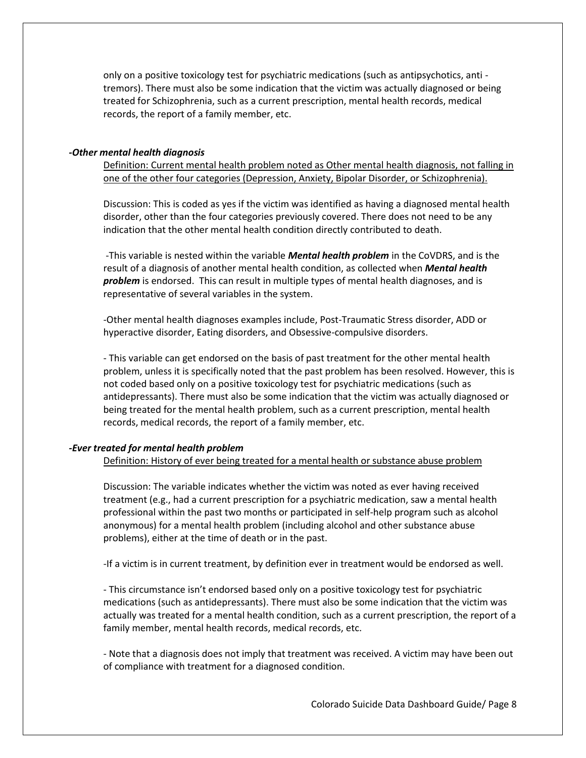only on a positive toxicology test for psychiatric medications (such as antipsychotics, anti - tremors). There must also be some indication that the victim was actually diagnosed or being treated for Schizophrenia, such as a current prescription, mental health records, medical records, the report of a family member, etc.

***-Other mental health diagnosis***

Definition: Current mental health problem noted as Other mental health diagnosis, not falling in one of the other four categories (Depression, Anxiety, Bipolar Disorder, or Schizophrenia).

Discussion: This is coded as yes if the victim was identified as having a diagnosed mental health disorder, other than the four categories previously covered. There does not need to be any indication that the other mental health condition directly contributed to death.

-This variable is nested within the variable ***Mental health problem*** in the CoVDRS, and is the result of a diagnosis of another mental health condition, as collected when ***Mental health problem*** is endorsed. This can result in multiple types of mental health diagnoses, and is representative of several variables in the system.

-Other mental health diagnoses examples include, Post-Traumatic Stress disorder, ADD or hyperactive disorder, Eating disorders, and Obsessive-compulsive disorders.

- This variable can get endorsed on the basis of past treatment for the other mental health problem, unless it is specifically noted that the past problem has been resolved. However, this is not coded based only on a positive toxicology test for psychiatric medications (such as antidepressants). There must also be some indication that the victim was actually diagnosed or being treated for the mental health problem, such as a current prescription, mental health records, medical records, the report of a family member, etc.

***-Ever treated for mental health problem***

Definition: History of ever being treated for a mental health or substance abuse problem

Discussion: The variable indicates whether the victim was noted as ever having received treatment (e.g., had a current prescription for a psychiatric medication, saw a mental health professional within the past two months or participated in self-help program such as alcohol anonymous) for a mental health problem (including alcohol and other substance abuse problems), either at the time of death or in the past.

-If a victim is in current treatment, by definition ever in treatment would be endorsed as well.

- This circumstance isn't endorsed based only on a positive toxicology test for psychiatric medications (such as antidepressants). There must also be some indication that the victim was actually was treated for a mental health condition, such as a current prescription, the report of a family member, mental health records, medical records, etc.

- Note that a diagnosis does not imply that treatment was received. A victim may have been out of compliance with treatment for a diagnosed condition.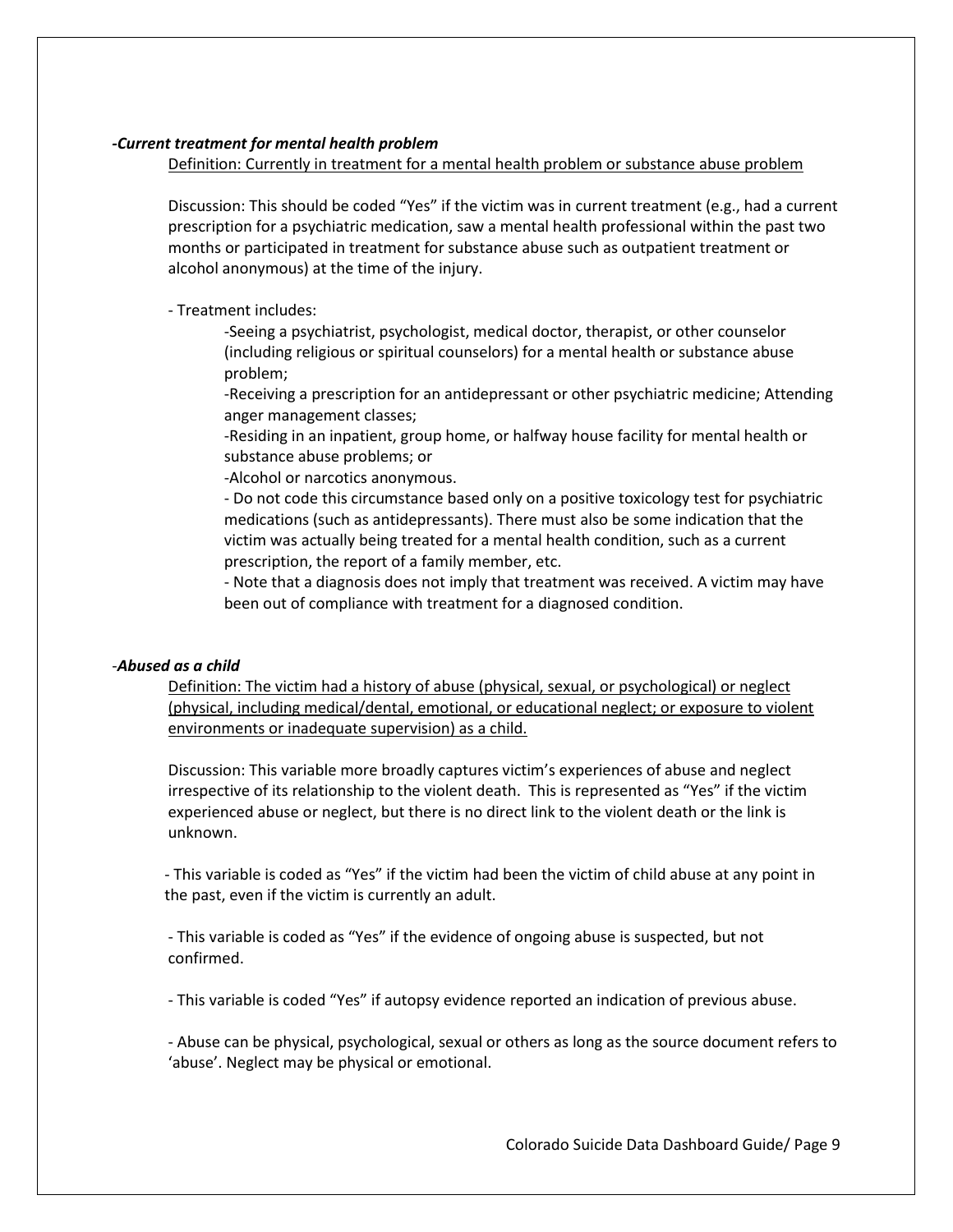***-Current treatment for mental health problem***

Definition: Currently in treatment for a mental health problem or substance abuse problem

Discussion: This should be coded "Yes" if the victim was in current treatment (e.g., had a current prescription for a psychiatric medication, saw a mental health professional within the past two months or participated in treatment for substance abuse such as outpatient treatment or alcohol anonymous) at the time of the injury.

- Treatment includes:
  - -Seeing a psychiatrist, psychologist, medical doctor, therapist, or other counselor (including religious or spiritual counselors) for a mental health or substance abuse problem;
  - -Receiving a prescription for an antidepressant or other psychiatric medicine; Attending anger management classes;
  - -Residing in an inpatient, group home, or halfway house facility for mental health or substance abuse problems; or
  - -Alcohol or narcotics anonymous.
  - Do not code this circumstance based only on a positive toxicology test for psychiatric medications (such as antidepressants). There must also be some indication that the victim was actually being treated for a mental health condition, such as a current prescription, the report of a family member, etc.
  - Note that a diagnosis does not imply that treatment was received. A victim may have been out of compliance with treatment for a diagnosed condition.

***-Abused as a child***

Definition: The victim had a history of abuse (physical, sexual, or psychological) or neglect (physical, including medical/dental, emotional, or educational neglect; or exposure to violent environments or inadequate supervision) as a child.

Discussion: This variable more broadly captures victim's experiences of abuse and neglect irrespective of its relationship to the violent death. This is represented as "Yes" if the victim experienced abuse or neglect, but there is no direct link to the violent death or the link is unknown.

- This variable is coded as "Yes" if the victim had been the victim of child abuse at any point in the past, even if the victim is currently an adult.

- This variable is coded as "Yes" if the evidence of ongoing abuse is suspected, but not confirmed.

- This variable is coded "Yes" if autopsy evidence reported an indication of previous abuse.

- Abuse can be physical, psychological, sexual or others as long as the source document refers to 'abuse'. Neglect may be physical or emotional.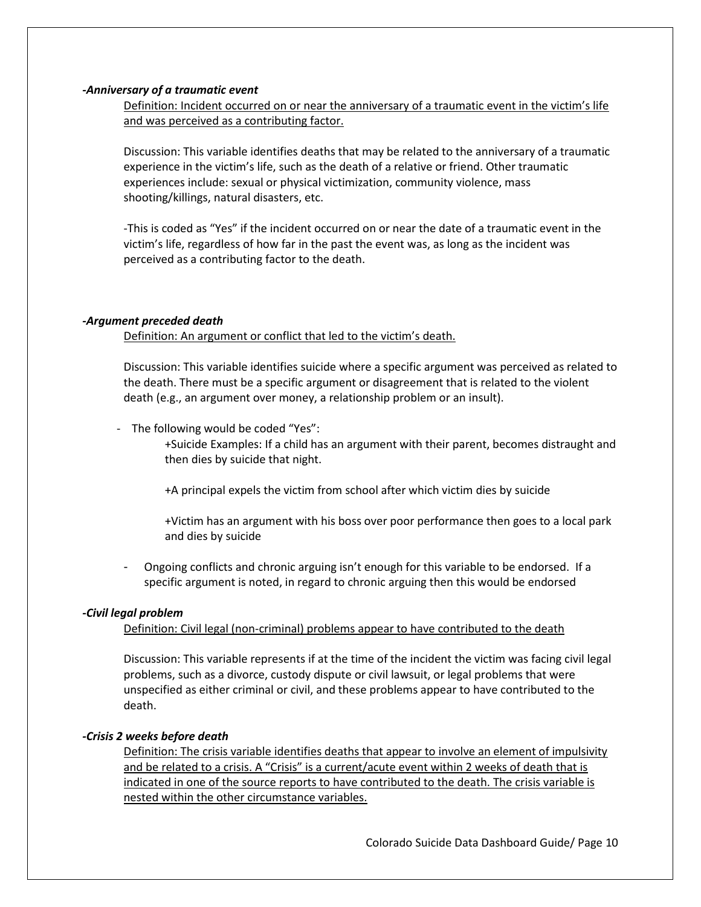***-Anniversary of a traumatic event***

Definition: Incident occurred on or near the anniversary of a traumatic event in the victim's life and was perceived as a contributing factor.

Discussion: This variable identifies deaths that may be related to the anniversary of a traumatic experience in the victim's life, such as the death of a relative or friend. Other traumatic experiences include: sexual or physical victimization, community violence, mass shooting/killings, natural disasters, etc.

-This is coded as "Yes" if the incident occurred on or near the date of a traumatic event in the victim's life, regardless of how far in the past the event was, as long as the incident was perceived as a contributing factor to the death.

***-Argument preceded death***

Definition: An argument or conflict that led to the victim's death.

Discussion: This variable identifies suicide where a specific argument was perceived as related to the death. There must be a specific argument or disagreement that is related to the violent death (e.g., an argument over money, a relationship problem or an insult).

- The following would be coded "Yes":
  - +Suicide Examples: If a child has an argument with their parent, becomes distraught and then dies by suicide that night.
  - +A principal expels the victim from school after which victim dies by suicide
  - +Victim has an argument with his boss over poor performance then goes to a local park and dies by suicide
- Ongoing conflicts and chronic arguing isn't enough for this variable to be endorsed. If a specific argument is noted, in regard to chronic arguing then this would be endorsed

***-Civil legal problem***

Definition: Civil legal (non-criminal) problems appear to have contributed to the death

Discussion: This variable represents if at the time of the incident the victim was facing civil legal problems, such as a divorce, custody dispute or civil lawsuit, or legal problems that were unspecified as either criminal or civil, and these problems appear to have contributed to the death.

***-Crisis 2 weeks before death***

Definition: The crisis variable identifies deaths that appear to involve an element of impulsivity and be related to a crisis. A "Crisis" is a current/acute event within 2 weeks of death that is indicated in one of the source reports to have contributed to the death. The crisis variable is nested within the other circumstance variables.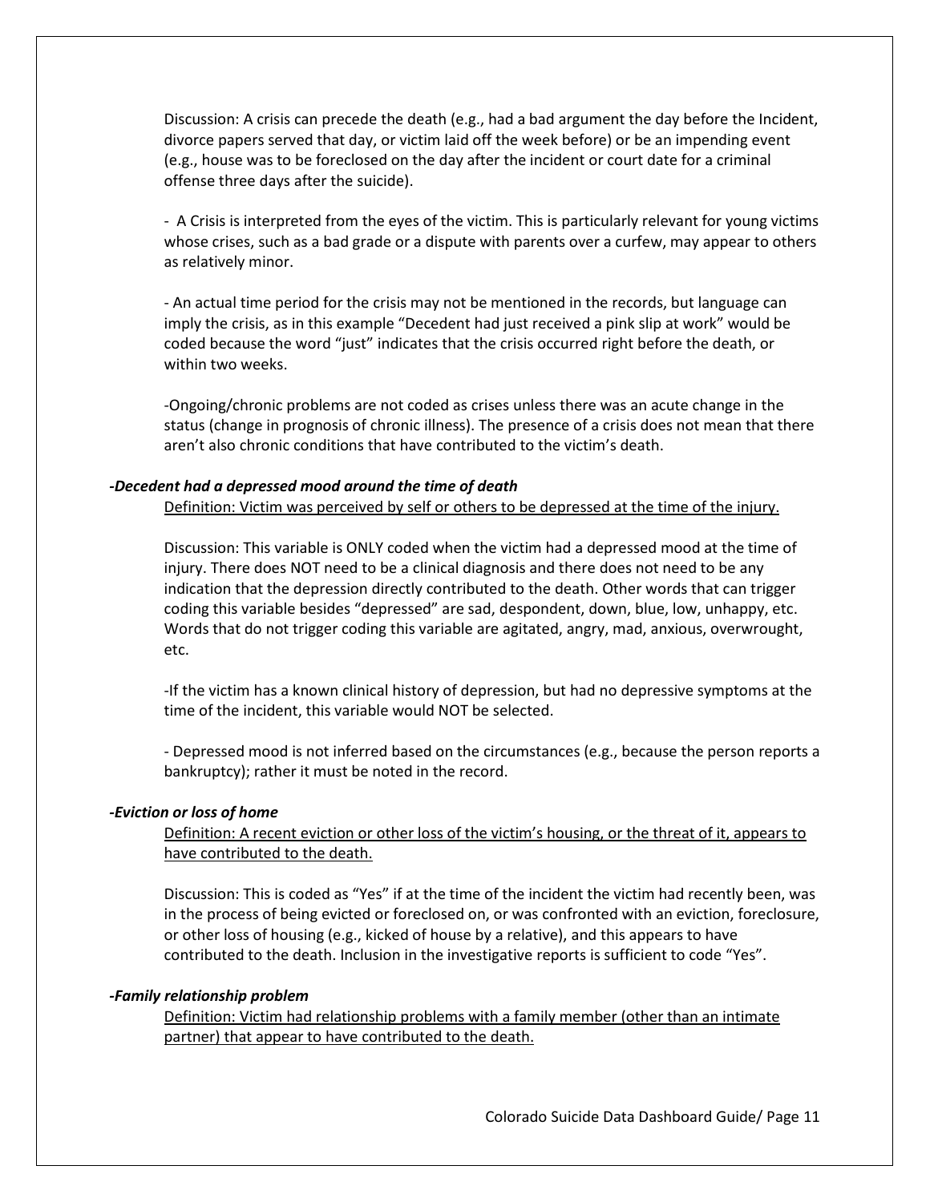Discussion: A crisis can precede the death (e.g., had a bad argument the day before the Incident, divorce papers served that day, or victim laid off the week before) or be an impending event (e.g., house was to be foreclosed on the day after the incident or court date for a criminal offense three days after the suicide).

- A Crisis is interpreted from the eyes of the victim. This is particularly relevant for young victims whose crises, such as a bad grade or a dispute with parents over a curfew, may appear to others as relatively minor.

- An actual time period for the crisis may not be mentioned in the records, but language can imply the crisis, as in this example "Decedent had just received a pink slip at work" would be coded because the word "just" indicates that the crisis occurred right before the death, or within two weeks.

-Ongoing/chronic problems are not coded as crises unless there was an acute change in the status (change in prognosis of chronic illness). The presence of a crisis does not mean that there aren't also chronic conditions that have contributed to the victim's death.

***-Decedent had a depressed mood around the time of death***

Definition: Victim was perceived by self or others to be depressed at the time of the injury.

Discussion: This variable is ONLY coded when the victim had a depressed mood at the time of injury. There does NOT need to be a clinical diagnosis and there does not need to be any indication that the depression directly contributed to the death. Other words that can trigger coding this variable besides "depressed" are sad, despondent, down, blue, low, unhappy, etc. Words that do not trigger coding this variable are agitated, angry, mad, anxious, overwrought, etc.

-If the victim has a known clinical history of depression, but had no depressive symptoms at the time of the incident, this variable would NOT be selected.

- Depressed mood is not inferred based on the circumstances (e.g., because the person reports a bankruptcy); rather it must be noted in the record.

***-Eviction or loss of home***

Definition: A recent eviction or other loss of the victim's housing, or the threat of it, appears to have contributed to the death.

Discussion: This is coded as "Yes" if at the time of the incident the victim had recently been, was in the process of being evicted or foreclosed on, or was confronted with an eviction, foreclosure, or other loss of housing (e.g., kicked of house by a relative), and this appears to have contributed to the death. Inclusion in the investigative reports is sufficient to code "Yes".

***-Family relationship problem***

Definition: Victim had relationship problems with a family member (other than an intimate partner) that appear to have contributed to the death.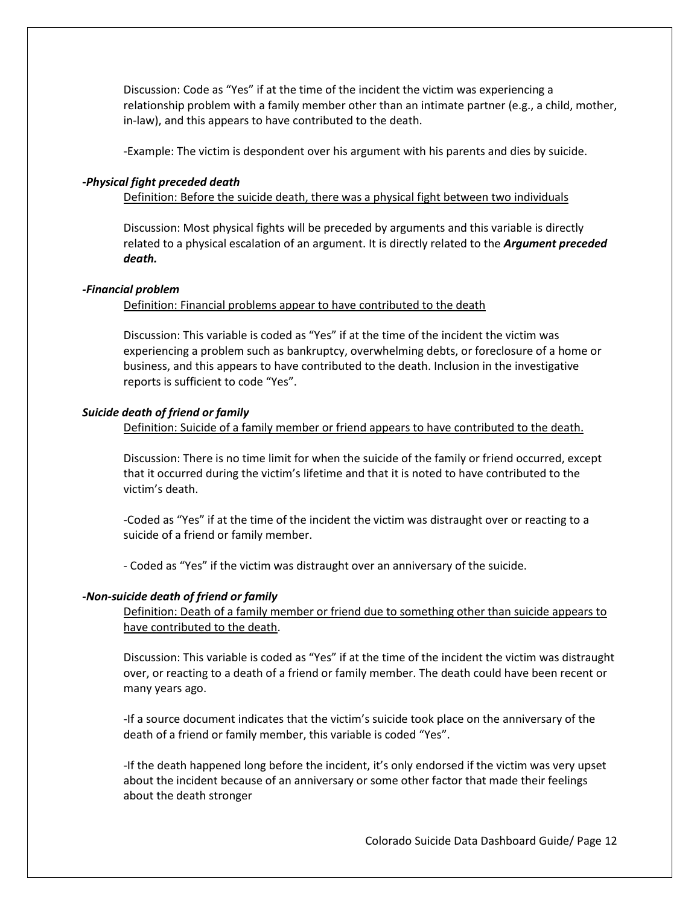Discussion: Code as "Yes" if at the time of the incident the victim was experiencing a relationship problem with a family member other than an intimate partner (e.g., a child, mother, in-law), and this appears to have contributed to the death.

-Example: The victim is despondent over his argument with his parents and dies by suicide.

***-Physical fight preceded death***

Definition: Before the suicide death, there was a physical fight between two individuals

Discussion: Most physical fights will be preceded by arguments and this variable is directly related to a physical escalation of an argument. It is directly related to the ***Argument preceded death.***

***-Financial problem***

Definition: Financial problems appear to have contributed to the death

Discussion: This variable is coded as "Yes" if at the time of the incident the victim was experiencing a problem such as bankruptcy, overwhelming debts, or foreclosure of a home or business, and this appears to have contributed to the death. Inclusion in the investigative reports is sufficient to code "Yes".

***Suicide death of friend or family***

Definition: Suicide of a family member or friend appears to have contributed to the death.

Discussion: There is no time limit for when the suicide of the family or friend occurred, except that it occurred during the victim's lifetime and that it is noted to have contributed to the victim's death.

-Coded as "Yes" if at the time of the incident the victim was distraught over or reacting to a suicide of a friend or family member.

- Coded as "Yes" if the victim was distraught over an anniversary of the suicide.

***-Non-suicide death of friend or family***

Definition: Death of a family member or friend due to something other than suicide appears to have contributed to the death.

Discussion: This variable is coded as "Yes" if at the time of the incident the victim was distraught over, or reacting to a death of a friend or family member. The death could have been recent or many years ago.

-If a source document indicates that the victim's suicide took place on the anniversary of the death of a friend or family member, this variable is coded "Yes".

-If the death happened long before the incident, it's only endorsed if the victim was very upset about the incident because of an anniversary or some other factor that made their feelings about the death stronger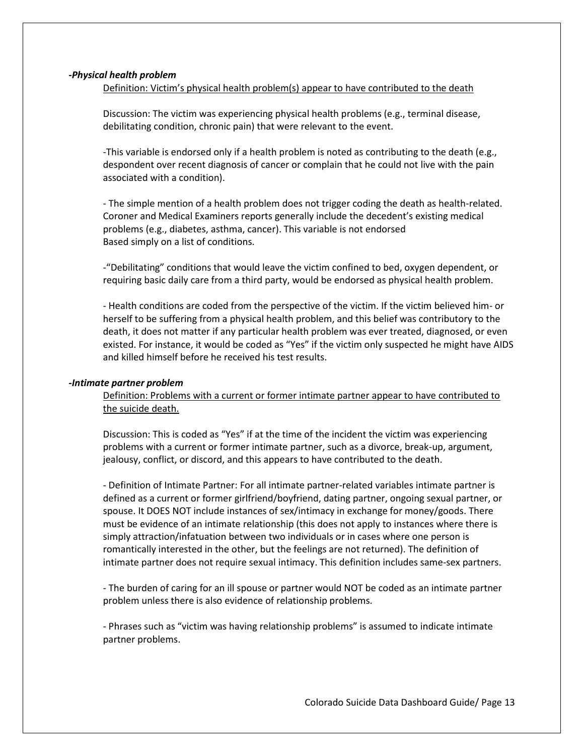### *-Physical health problem*

Definition: Victim's physical health problem(s) appear to have contributed to the death

Discussion: The victim was experiencing physical health problems (e.g., terminal disease, debilitating condition, chronic pain) that were relevant to the event.

-This variable is endorsed only if a health problem is noted as contributing to the death (e.g., despondent over recent diagnosis of cancer or complain that he could not live with the pain associated with a condition).

- The simple mention of a health problem does not trigger coding the death as health-related. Coroner and Medical Examiners reports generally include the decedent's existing medical problems (e.g., diabetes, asthma, cancer). This variable is not endorsed Based simply on a list of conditions.

-"Debilitating" conditions that would leave the victim confined to bed, oxygen dependent, or requiring basic daily care from a third party, would be endorsed as physical health problem.

- Health conditions are coded from the perspective of the victim. If the victim believed him- or herself to be suffering from a physical health problem, and this belief was contributory to the death, it does not matter if any particular health problem was ever treated, diagnosed, or even existed. For instance, it would be coded as "Yes" if the victim only suspected he might have AIDS and killed himself before he received his test results.

### *-Intimate partner problem*

Definition: Problems with a current or former intimate partner appear to have contributed to the suicide death.

Discussion: This is coded as "Yes" if at the time of the incident the victim was experiencing problems with a current or former intimate partner, such as a divorce, break-up, argument, jealousy, conflict, or discord, and this appears to have contributed to the death.

- Definition of Intimate Partner: For all intimate partner-related variables intimate partner is defined as a current or former girlfriend/boyfriend, dating partner, ongoing sexual partner, or spouse. It DOES NOT include instances of sex/intimacy in exchange for money/goods. There must be evidence of an intimate relationship (this does not apply to instances where there is simply attraction/infatuation between two individuals or in cases where one person is romantically interested in the other, but the feelings are not returned). The definition of intimate partner does not require sexual intimacy. This definition includes same-sex partners.

- The burden of caring for an ill spouse or partner would NOT be coded as an intimate partner problem unless there is also evidence of relationship problems.

- Phrases such as "victim was having relationship problems" is assumed to indicate intimate partner problems.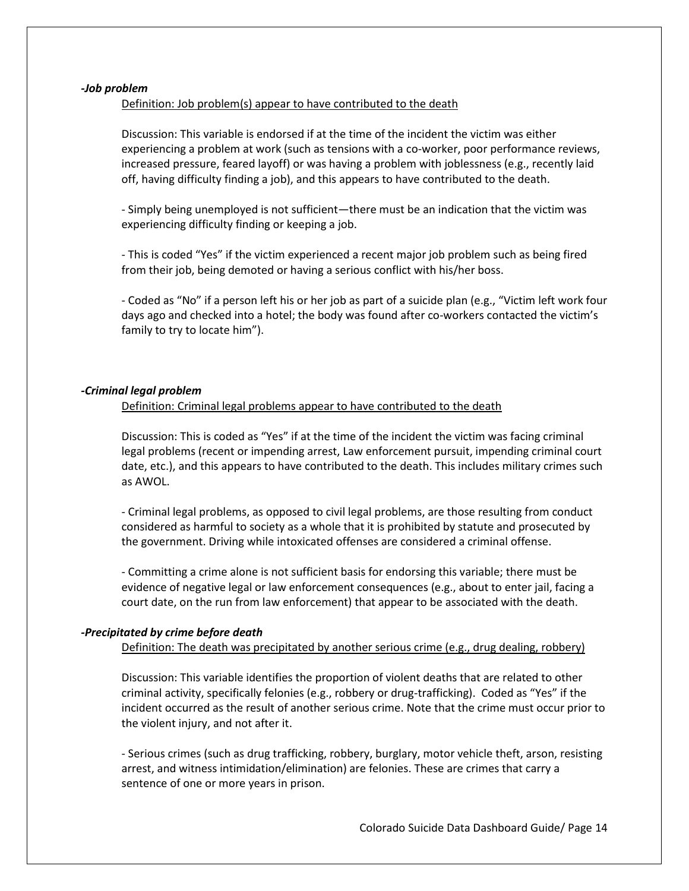***-Job problem***

Definition: Job problem(s) appear to have contributed to the death

Discussion: This variable is endorsed if at the time of the incident the victim was either experiencing a problem at work (such as tensions with a co-worker, poor performance reviews, increased pressure, feared layoff) or was having a problem with joblessness (e.g., recently laid off, having difficulty finding a job), and this appears to have contributed to the death.

- Simply being unemployed is not sufficient—there must be an indication that the victim was experiencing difficulty finding or keeping a job.

- This is coded "Yes" if the victim experienced a recent major job problem such as being fired from their job, being demoted or having a serious conflict with his/her boss.

- Coded as "No" if a person left his or her job as part of a suicide plan (e.g., "Victim left work four days ago and checked into a hotel; the body was found after co-workers contacted the victim's family to try to locate him").

***-Criminal legal problem***

Definition: Criminal legal problems appear to have contributed to the death

Discussion: This is coded as "Yes" if at the time of the incident the victim was facing criminal legal problems (recent or impending arrest, Law enforcement pursuit, impending criminal court date, etc.), and this appears to have contributed to the death. This includes military crimes such as AWOL.

- Criminal legal problems, as opposed to civil legal problems, are those resulting from conduct considered as harmful to society as a whole that it is prohibited by statute and prosecuted by the government. Driving while intoxicated offenses are considered a criminal offense.

- Committing a crime alone is not sufficient basis for endorsing this variable; there must be evidence of negative legal or law enforcement consequences (e.g., about to enter jail, facing a court date, on the run from law enforcement) that appear to be associated with the death.

***-Precipitated by crime before death***

Definition: The death was precipitated by another serious crime (e.g., drug dealing, robbery)

Discussion: This variable identifies the proportion of violent deaths that are related to other criminal activity, specifically felonies (e.g., robbery or drug-trafficking). Coded as "Yes" if the incident occurred as the result of another serious crime. Note that the crime must occur prior to the violent injury, and not after it.

- Serious crimes (such as drug trafficking, robbery, burglary, motor vehicle theft, arson, resisting arrest, and witness intimidation/elimination) are felonies. These are crimes that carry a sentence of one or more years in prison.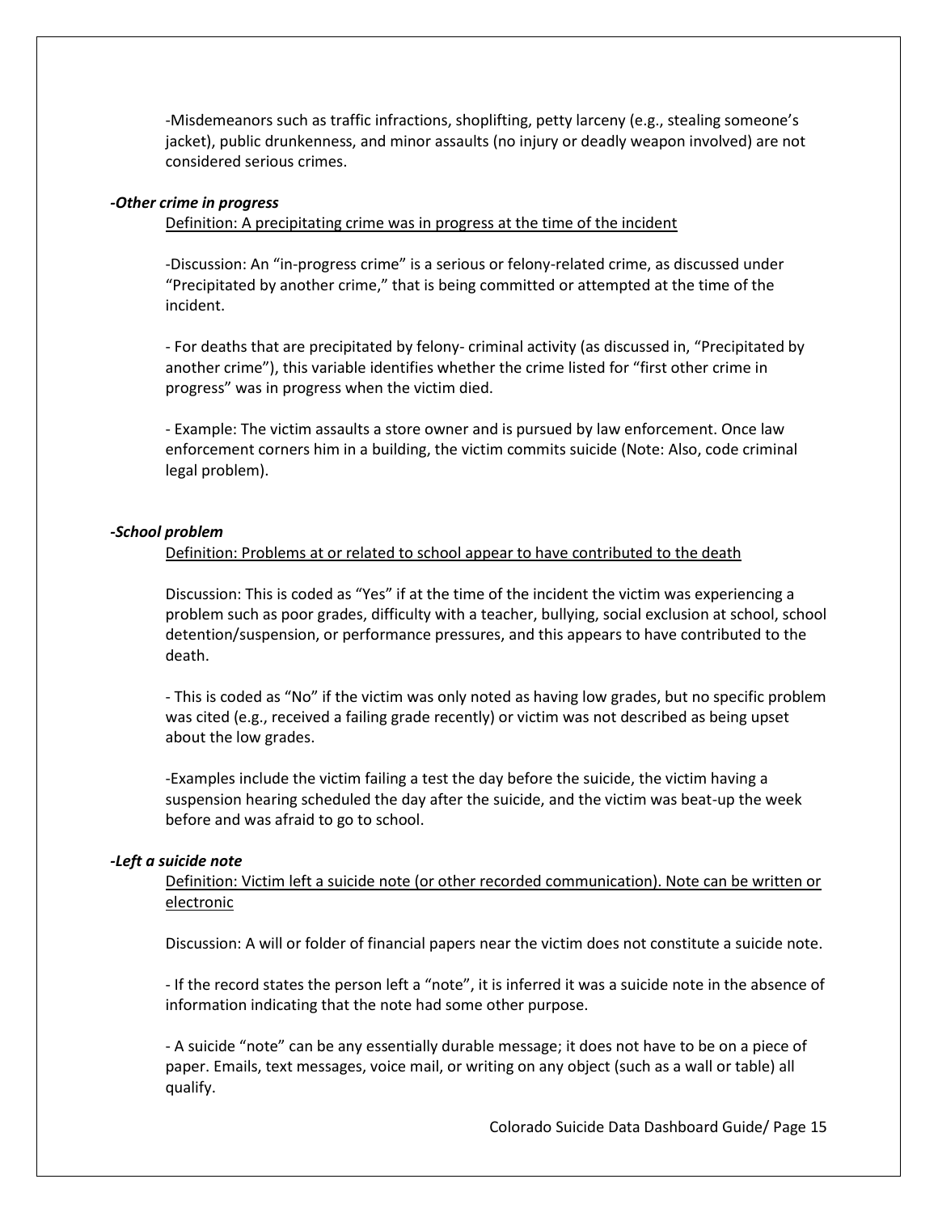-Misdemeanors such as traffic infractions, shoplifting, petty larceny (e.g., stealing someone's jacket), public drunkenness, and minor assaults (no injury or deadly weapon involved) are not considered serious crimes.

***-Other crime in progress***

Definition: A precipitating crime was in progress at the time of the incident

-Discussion: An "in-progress crime" is a serious or felony-related crime, as discussed under "Precipitated by another crime," that is being committed or attempted at the time of the incident.

- For deaths that are precipitated by felony- criminal activity (as discussed in, "Precipitated by another crime"), this variable identifies whether the crime listed for "first other crime in progress" was in progress when the victim died.

- Example: The victim assaults a store owner and is pursued by law enforcement. Once law enforcement corners him in a building, the victim commits suicide (Note: Also, code criminal legal problem).

***-School problem***

Definition: Problems at or related to school appear to have contributed to the death

Discussion: This is coded as "Yes" if at the time of the incident the victim was experiencing a problem such as poor grades, difficulty with a teacher, bullying, social exclusion at school, school detention/suspension, or performance pressures, and this appears to have contributed to the death.

- This is coded as "No" if the victim was only noted as having low grades, but no specific problem was cited (e.g., received a failing grade recently) or victim was not described as being upset about the low grades.

-Examples include the victim failing a test the day before the suicide, the victim having a suspension hearing scheduled the day after the suicide, and the victim was beat-up the week before and was afraid to go to school.

***-Left a suicide note***

Definition: Victim left a suicide note (or other recorded communication). Note can be written or electronic

Discussion: A will or folder of financial papers near the victim does not constitute a suicide note.

- If the record states the person left a "note", it is inferred it was a suicide note in the absence of information indicating that the note had some other purpose.

- A suicide "note" can be any essentially durable message; it does not have to be on a piece of paper. Emails, text messages, voice mail, or writing on any object (such as a wall or table) all qualify.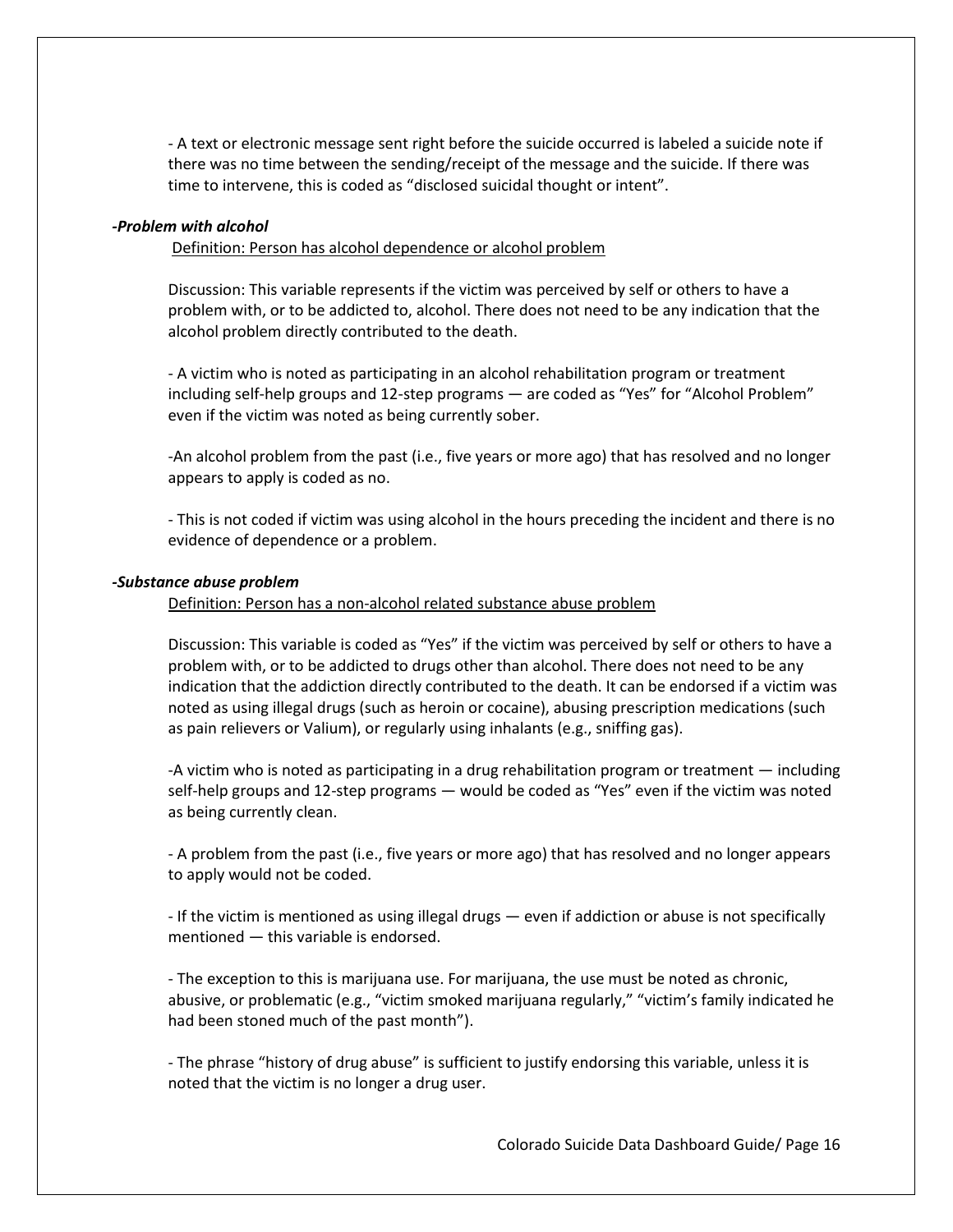- A text or electronic message sent right before the suicide occurred is labeled a suicide note if there was no time between the sending/receipt of the message and the suicide. If there was time to intervene, this is coded as "disclosed suicidal thought or intent".

***-Problem with alcohol***

Definition: Person has alcohol dependence or alcohol problem

Discussion: This variable represents if the victim was perceived by self or others to have a problem with, or to be addicted to, alcohol. There does not need to be any indication that the alcohol problem directly contributed to the death.

- A victim who is noted as participating in an alcohol rehabilitation program or treatment including self-help groups and 12-step programs — are coded as "Yes" for "Alcohol Problem" even if the victim was noted as being currently sober.

-An alcohol problem from the past (i.e., five years or more ago) that has resolved and no longer appears to apply is coded as no.

- This is not coded if victim was using alcohol in the hours preceding the incident and there is no evidence of dependence or a problem.

***-Substance abuse problem***

Definition: Person has a non-alcohol related substance abuse problem

Discussion: This variable is coded as "Yes" if the victim was perceived by self or others to have a problem with, or to be addicted to drugs other than alcohol. There does not need to be any indication that the addiction directly contributed to the death. It can be endorsed if a victim was noted as using illegal drugs (such as heroin or cocaine), abusing prescription medications (such as pain relievers or Valium), or regularly using inhalants (e.g., sniffing gas).

-A victim who is noted as participating in a drug rehabilitation program or treatment — including self-help groups and 12-step programs — would be coded as "Yes" even if the victim was noted as being currently clean.

- A problem from the past (i.e., five years or more ago) that has resolved and no longer appears to apply would not be coded.

- If the victim is mentioned as using illegal drugs — even if addiction or abuse is not specifically mentioned — this variable is endorsed.

- The exception to this is marijuana use. For marijuana, the use must be noted as chronic, abusive, or problematic (e.g., "victim smoked marijuana regularly," "victim's family indicated he had been stoned much of the past month").

- The phrase "history of drug abuse" is sufficient to justify endorsing this variable, unless it is noted that the victim is no longer a drug user.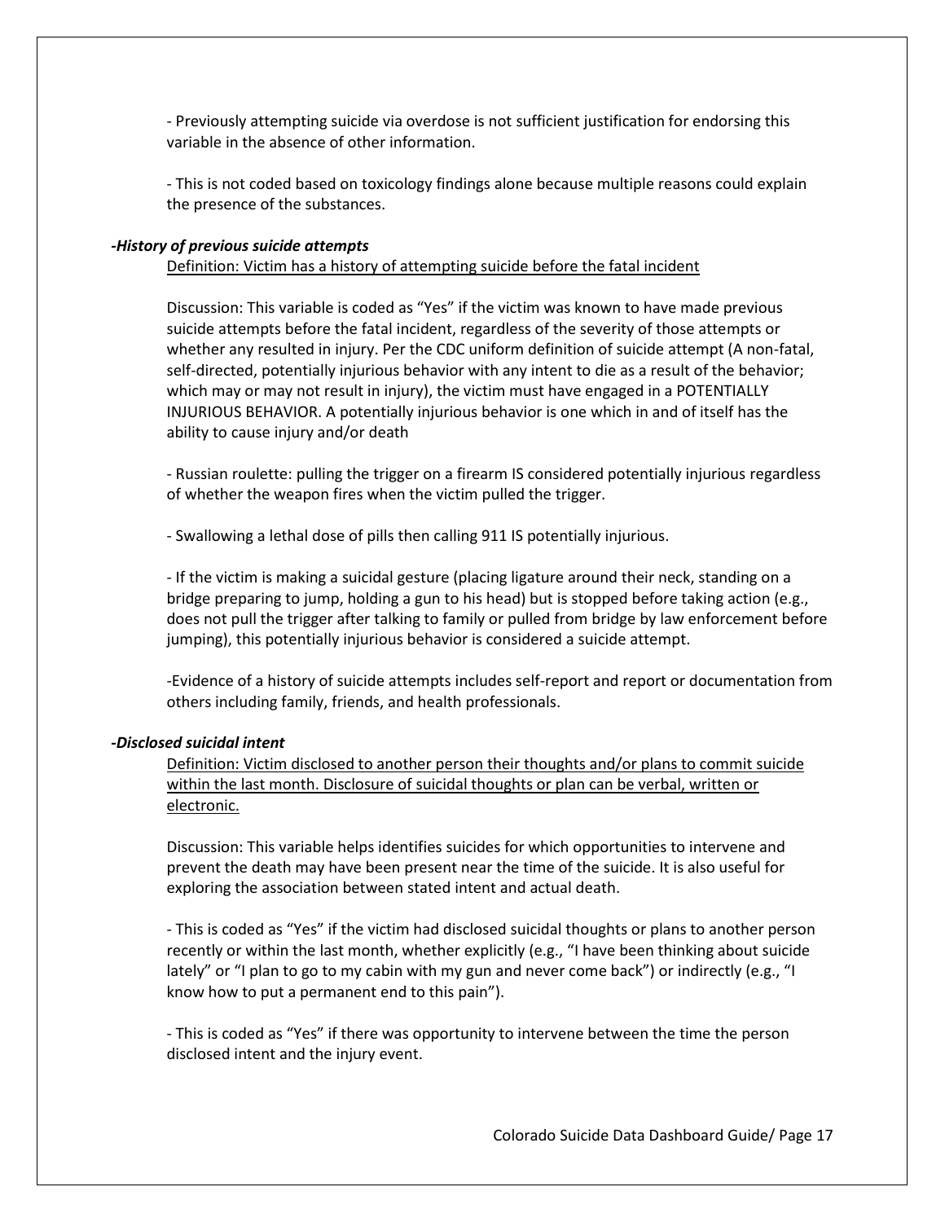- Previously attempting suicide via overdose is not sufficient justification for endorsing this variable in the absence of other information.

- This is not coded based on toxicology findings alone because multiple reasons could explain the presence of the substances.

***-History of previous suicide attempts***

Definition: Victim has a history of attempting suicide before the fatal incident

Discussion: This variable is coded as "Yes" if the victim was known to have made previous suicide attempts before the fatal incident, regardless of the severity of those attempts or whether any resulted in injury. Per the CDC uniform definition of suicide attempt (A non-fatal, self-directed, potentially injurious behavior with any intent to die as a result of the behavior; which may or may not result in injury), the victim must have engaged in a POTENTIALLY INJURIOUS BEHAVIOR. A potentially injurious behavior is one which in and of itself has the ability to cause injury and/or death

- Russian roulette: pulling the trigger on a firearm IS considered potentially injurious regardless of whether the weapon fires when the victim pulled the trigger.

- Swallowing a lethal dose of pills then calling 911 IS potentially injurious.

- If the victim is making a suicidal gesture (placing ligature around their neck, standing on a bridge preparing to jump, holding a gun to his head) but is stopped before taking action (e.g., does not pull the trigger after talking to family or pulled from bridge by law enforcement before jumping), this potentially injurious behavior is considered a suicide attempt.

-Evidence of a history of suicide attempts includes self-report and report or documentation from others including family, friends, and health professionals.

***-Disclosed suicidal intent***

Definition: Victim disclosed to another person their thoughts and/or plans to commit suicide within the last month. Disclosure of suicidal thoughts or plan can be verbal, written or electronic.

Discussion: This variable helps identifies suicides for which opportunities to intervene and prevent the death may have been present near the time of the suicide. It is also useful for exploring the association between stated intent and actual death.

- This is coded as "Yes" if the victim had disclosed suicidal thoughts or plans to another person recently or within the last month, whether explicitly (e.g., "I have been thinking about suicide lately" or "I plan to go to my cabin with my gun and never come back") or indirectly (e.g., "I know how to put a permanent end to this pain").

- This is coded as "Yes" if there was opportunity to intervene between the time the person disclosed intent and the injury event.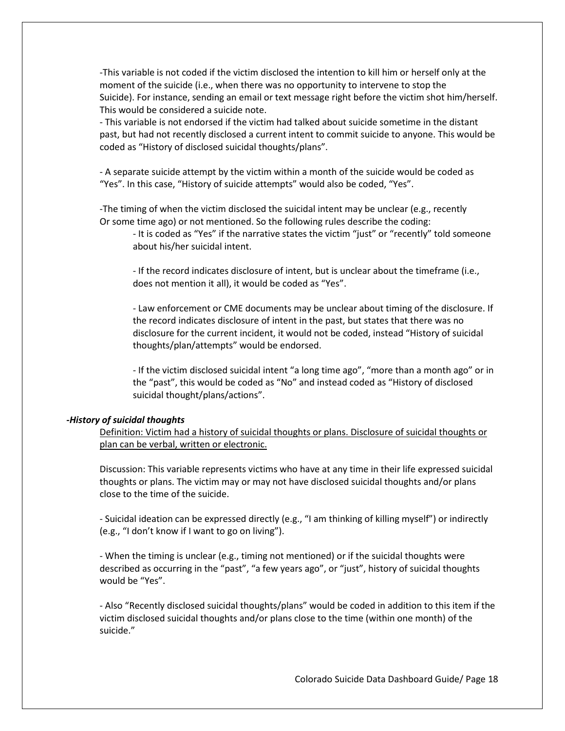-This variable is not coded if the victim disclosed the intention to kill him or herself only at the moment of the suicide (i.e., when there was no opportunity to intervene to stop the Suicide). For instance, sending an email or text message right before the victim shot him/herself. This would be considered a suicide note.

- This variable is not endorsed if the victim had talked about suicide sometime in the distant past, but had not recently disclosed a current intent to commit suicide to anyone. This would be coded as "History of disclosed suicidal thoughts/plans".

- A separate suicide attempt by the victim within a month of the suicide would be coded as "Yes". In this case, "History of suicide attempts" would also be coded, "Yes".

-The timing of when the victim disclosed the suicidal intent may be unclear (e.g., recently Or some time ago) or not mentioned. So the following rules describe the coding:

  - It is coded as "Yes" if the narrative states the victim "just" or "recently" told someone about his/her suicidal intent.

  - If the record indicates disclosure of intent, but is unclear about the timeframe (i.e., does not mention it all), it would be coded as "Yes".

  - Law enforcement or CME documents may be unclear about timing of the disclosure. If the record indicates disclosure of intent in the past, but states that there was no disclosure for the current incident, it would not be coded, instead "History of suicidal thoughts/plan/attempts" would be endorsed.

  - If the victim disclosed suicidal intent "a long time ago", "more than a month ago" or in the "past", this would be coded as "No" and instead coded as "History of disclosed suicidal thought/plans/actions".

***-History of suicidal thoughts***

Definition: Victim had a history of suicidal thoughts or plans. Disclosure of suicidal thoughts or plan can be verbal, written or electronic.

Discussion: This variable represents victims who have at any time in their life expressed suicidal thoughts or plans. The victim may or may not have disclosed suicidal thoughts and/or plans close to the time of the suicide.

- Suicidal ideation can be expressed directly (e.g., "I am thinking of killing myself") or indirectly (e.g., "I don't know if I want to go on living").

- When the timing is unclear (e.g., timing not mentioned) or if the suicidal thoughts were described as occurring in the "past", "a few years ago", or "just", history of suicidal thoughts would be "Yes".

- Also "Recently disclosed suicidal thoughts/plans" would be coded in addition to this item if the victim disclosed suicidal thoughts and/or plans close to the time (within one month) of the suicide."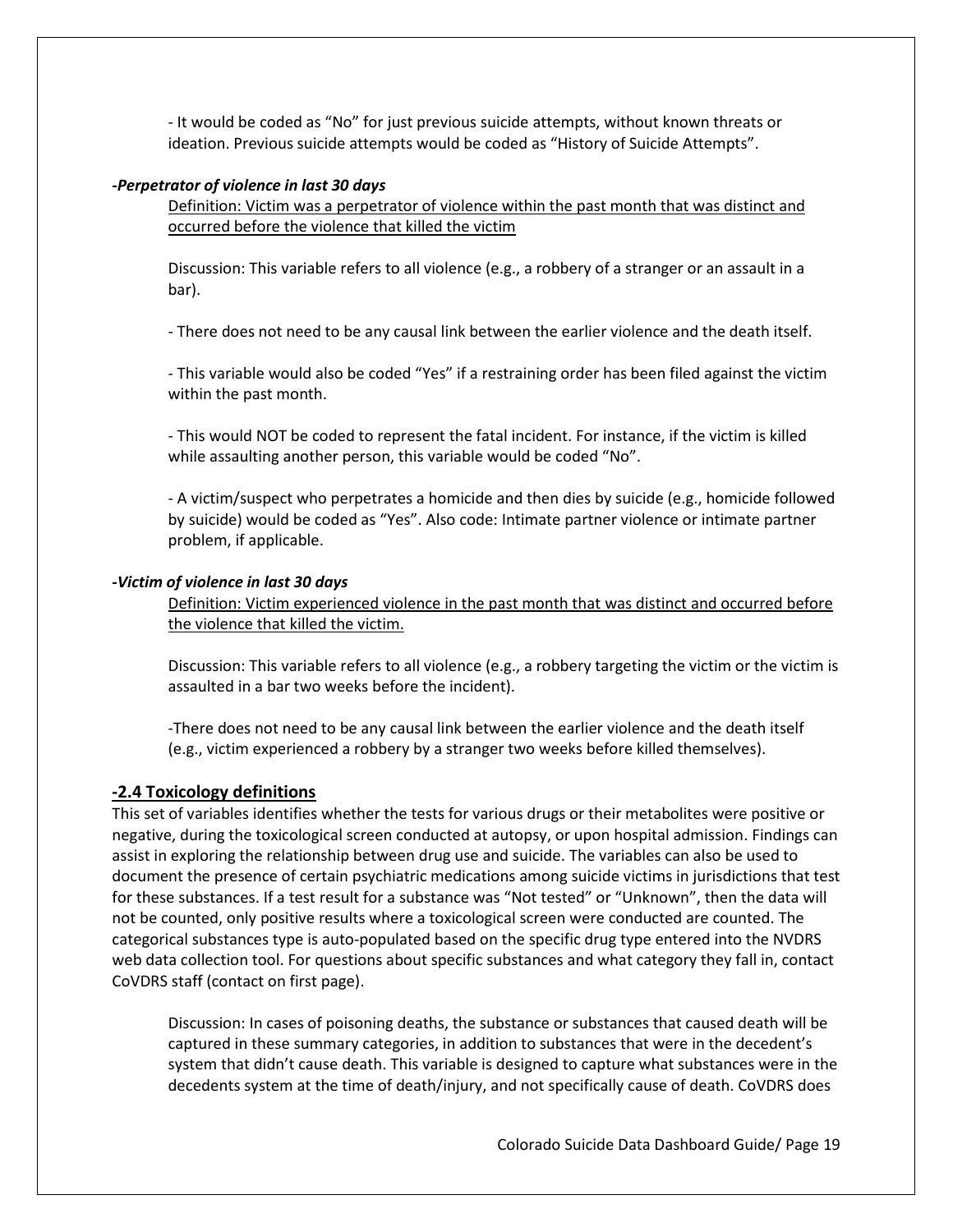- It would be coded as "No" for just previous suicide attempts, without known threats or ideation. Previous suicide attempts would be coded as "History of Suicide Attempts".

***-Perpetrator of violence in last 30 days***

<u>Definition: Victim was a perpetrator of violence within the past month that was distinct and occurred before the violence that killed the victim</u>

Discussion: This variable refers to all violence (e.g., a robbery of a stranger or an assault in a bar).

- There does not need to be any causal link between the earlier violence and the death itself.

- This variable would also be coded "Yes" if a restraining order has been filed against the victim within the past month.

- This would NOT be coded to represent the fatal incident. For instance, if the victim is killed while assaulting another person, this variable would be coded "No".

- A victim/suspect who perpetrates a homicide and then dies by suicide (e.g., homicide followed by suicide) would be coded as "Yes". Also code: Intimate partner violence or intimate partner problem, if applicable.

***-Victim of violence in last 30 days***

<u>Definition: Victim experienced violence in the past month that was distinct and occurred before the violence that killed the victim.</u>

Discussion: This variable refers to all violence (e.g., a robbery targeting the victim or the victim is assaulted in a bar two weeks before the incident).

-There does not need to be any causal link between the earlier violence and the death itself (e.g., victim experienced a robbery by a stranger two weeks before killed themselves).

## -2.4 Toxicology definitions

This set of variables identifies whether the tests for various drugs or their metabolites were positive or negative, during the toxicological screen conducted at autopsy, or upon hospital admission. Findings can assist in exploring the relationship between drug use and suicide. The variables can also be used to document the presence of certain psychiatric medications among suicide victims in jurisdictions that test for these substances. If a test result for a substance was "Not tested" or "Unknown", then the data will not be counted, only positive results where a toxicological screen were conducted are counted. The categorical substances type is auto-populated based on the specific drug type entered into the NVDRS web data collection tool. For questions about specific substances and what category they fall in, contact CoVDRS staff (contact on first page).

Discussion: In cases of poisoning deaths, the substance or substances that caused death will be captured in these summary categories, in addition to substances that were in the decedent's system that didn't cause death. This variable is designed to capture what substances were in the decedents system at the time of death/injury, and not specifically cause of death. CoVDRS does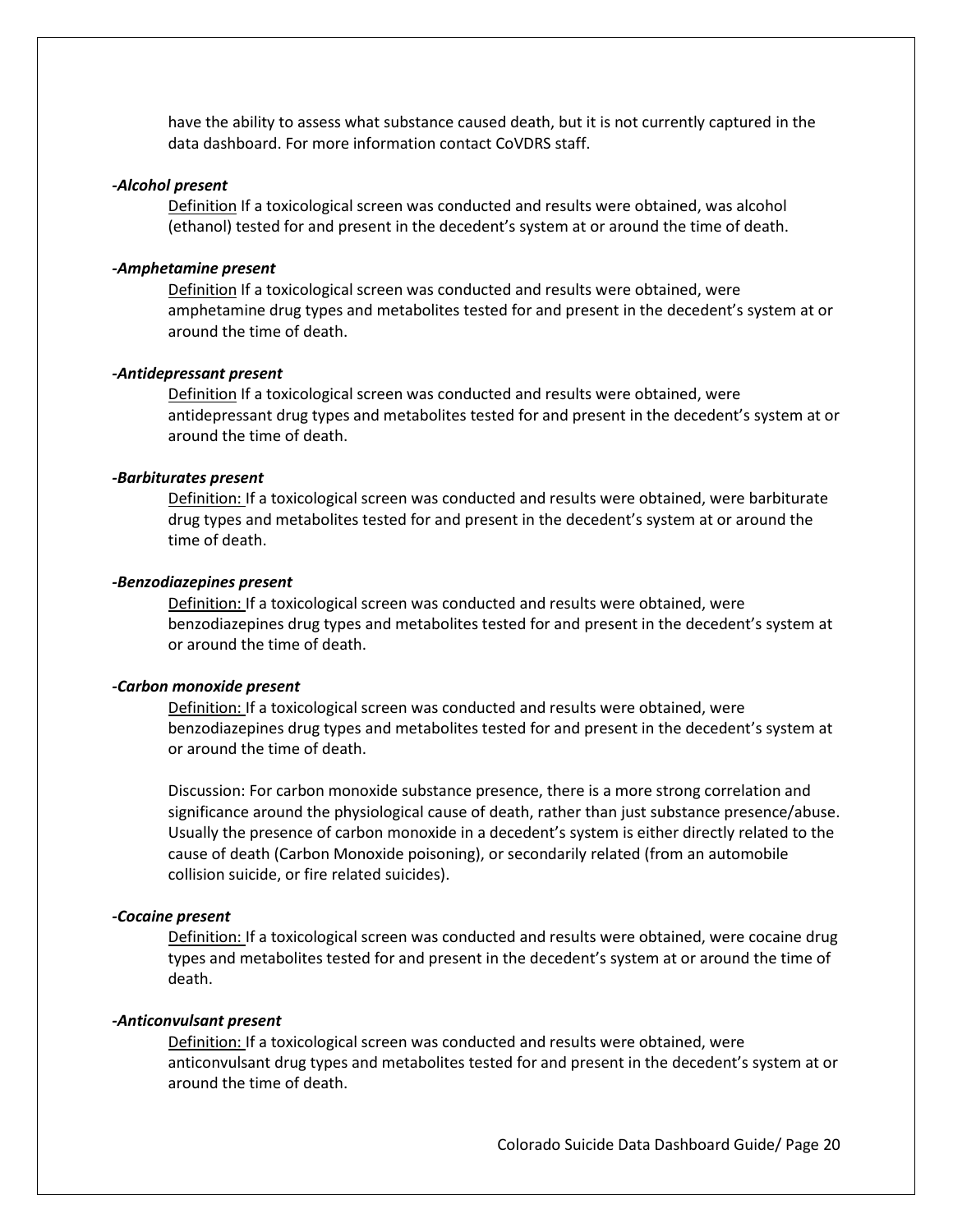have the ability to assess what substance caused death, but it is not currently captured in the data dashboard. For more information contact CoVDRS staff.

***-Alcohol present***

Definition If a toxicological screen was conducted and results were obtained, was alcohol (ethanol) tested for and present in the decedent's system at or around the time of death.

***-Amphetamine present***

Definition If a toxicological screen was conducted and results were obtained, were amphetamine drug types and metabolites tested for and present in the decedent's system at or around the time of death.

***-Antidepressant present***

Definition If a toxicological screen was conducted and results were obtained, were antidepressant drug types and metabolites tested for and present in the decedent's system at or around the time of death.

***-Barbiturates present***

Definition: If a toxicological screen was conducted and results were obtained, were barbiturate drug types and metabolites tested for and present in the decedent's system at or around the time of death.

***-Benzodiazepines present***

Definition: If a toxicological screen was conducted and results were obtained, were benzodiazepines drug types and metabolites tested for and present in the decedent's system at or around the time of death.

***-Carbon monoxide present***

Definition: If a toxicological screen was conducted and results were obtained, were benzodiazepines drug types and metabolites tested for and present in the decedent's system at or around the time of death.

Discussion: For carbon monoxide substance presence, there is a more strong correlation and significance around the physiological cause of death, rather than just substance presence/abuse. Usually the presence of carbon monoxide in a decedent's system is either directly related to the cause of death (Carbon Monoxide poisoning), or secondarily related (from an automobile collision suicide, or fire related suicides).

***-Cocaine present***

Definition: If a toxicological screen was conducted and results were obtained, were cocaine drug types and metabolites tested for and present in the decedent's system at or around the time of death.

***-Anticonvulsant present***

Definition: If a toxicological screen was conducted and results were obtained, were anticonvulsant drug types and metabolites tested for and present in the decedent's system at or around the time of death.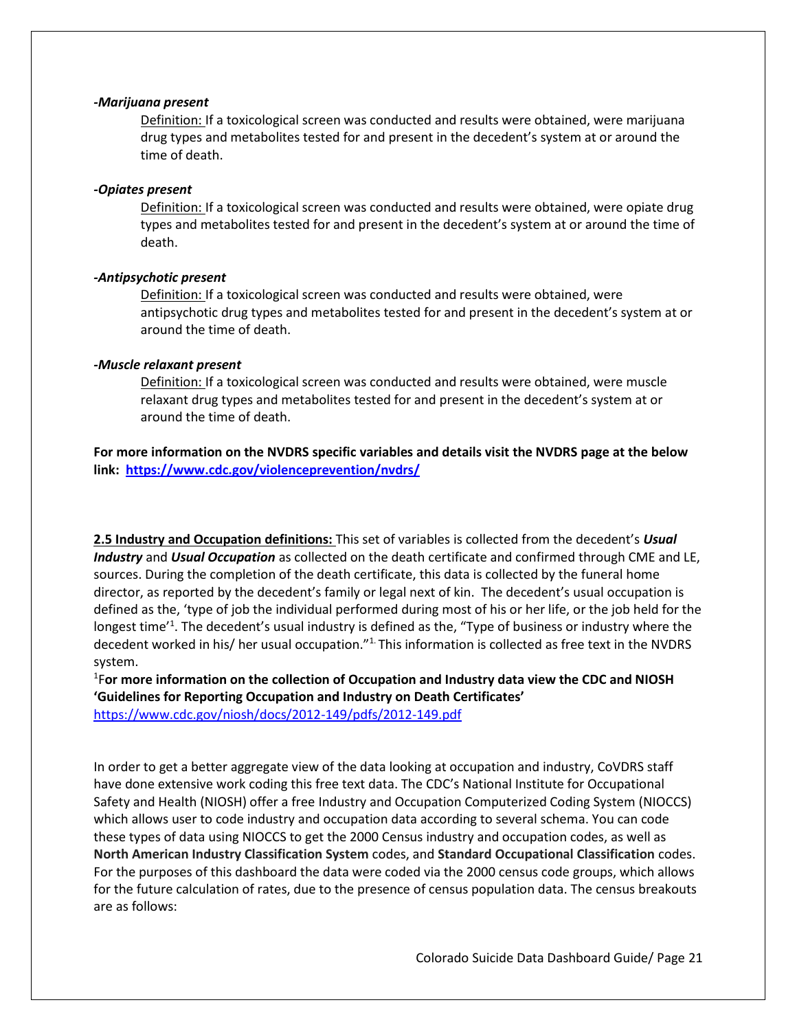***-Marijuana present***

Definition: If a toxicological screen was conducted and results were obtained, were marijuana drug types and metabolites tested for and present in the decedent's system at or around the time of death.

***-Opiates present***

Definition: If a toxicological screen was conducted and results were obtained, were opiate drug types and metabolites tested for and present in the decedent's system at or around the time of death.

***-Antipsychotic present***

Definition: If a toxicological screen was conducted and results were obtained, were antipsychotic drug types and metabolites tested for and present in the decedent's system at or around the time of death.

***-Muscle relaxant present***

Definition: If a toxicological screen was conducted and results were obtained, were muscle relaxant drug types and metabolites tested for and present in the decedent's system at or around the time of death.

**For more information on the NVDRS specific variables and details visit the NVDRS page at the below link: [https://www.cdc.gov/violenceprevention/nvdrs/](https://www.cdc.gov/violenceprevention/nvdrs/)**

**2.5 Industry and Occupation definitions:** This set of variables is collected from the decedent's ***Usual Industry*** and ***Usual Occupation*** as collected on the death certificate and confirmed through CME and LE, sources. During the completion of the death certificate, this data is collected by the funeral home director, as reported by the decedent's family or legal next of kin. The decedent's usual occupation is defined as the, 'type of job the individual performed during most of his or her life, or the job held for the longest time'[1]. The decedent's usual industry is defined as the, "Type of business or industry where the decedent worked in his/ her usual occupation."[1] This information is collected as free text in the NVDRS system.

[1]**For more information on the collection of Occupation and Industry data view the CDC and NIOSH 'Guidelines for Reporting Occupation and Industry on Death Certificates'**
[https://www.cdc.gov/niosh/docs/2012-149/pdfs/2012-149.pdf](https://www.cdc.gov/niosh/docs/2012-149/pdfs/2012-149.pdf)

In order to get a better aggregate view of the data looking at occupation and industry, CoVDRS staff have done extensive work coding this free text data. The CDC's National Institute for Occupational Safety and Health (NIOSH) offer a free Industry and Occupation Computerized Coding System (NIOCCS) which allows user to code industry and occupation data according to several schema. You can code these types of data using NIOCCS to get the 2000 Census industry and occupation codes, as well as **North American Industry Classification System** codes, and **Standard Occupational Classification** codes. For the purposes of this dashboard the data were coded via the 2000 census code groups, which allows for the future calculation of rates, due to the presence of census population data. The census breakouts are as follows: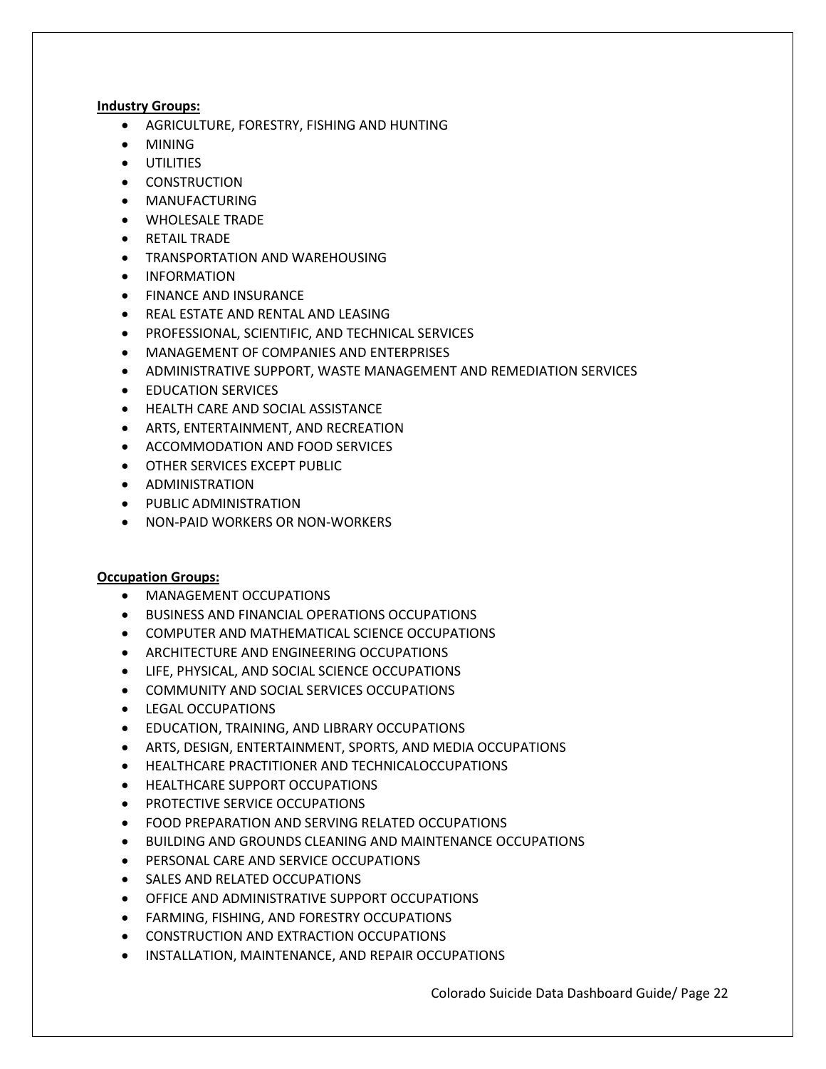**Industry Groups:**

- AGRICULTURE, FORESTRY, FISHING AND HUNTING
- MINING
- UTILITIES
- CONSTRUCTION
- MANUFACTURING
- WHOLESALE TRADE
- RETAIL TRADE
- TRANSPORTATION AND WAREHOUSING
- INFORMATION
- FINANCE AND INSURANCE
- REAL ESTATE AND RENTAL AND LEASING
- PROFESSIONAL, SCIENTIFIC, AND TECHNICAL SERVICES
- MANAGEMENT OF COMPANIES AND ENTERPRISES
- ADMINISTRATIVE SUPPORT, WASTE MANAGEMENT AND REMEDIATION SERVICES
- EDUCATION SERVICES
- HEALTH CARE AND SOCIAL ASSISTANCE
- ARTS, ENTERTAINMENT, AND RECREATION
- ACCOMMODATION AND FOOD SERVICES
- OTHER SERVICES EXCEPT PUBLIC
- ADMINISTRATION
- PUBLIC ADMINISTRATION
- NON-PAID WORKERS OR NON-WORKERS

**Occupation Groups:**

- MANAGEMENT OCCUPATIONS
- BUSINESS AND FINANCIAL OPERATIONS OCCUPATIONS
- COMPUTER AND MATHEMATICAL SCIENCE OCCUPATIONS
- ARCHITECTURE AND ENGINEERING OCCUPATIONS
- LIFE, PHYSICAL, AND SOCIAL SCIENCE OCCUPATIONS
- COMMUNITY AND SOCIAL SERVICES OCCUPATIONS
- LEGAL OCCUPATIONS
- EDUCATION, TRAINING, AND LIBRARY OCCUPATIONS
- ARTS, DESIGN, ENTERTAINMENT, SPORTS, AND MEDIA OCCUPATIONS
- HEALTHCARE PRACTITIONER AND TECHNICALOCCUPATIONS
- HEALTHCARE SUPPORT OCCUPATIONS
- PROTECTIVE SERVICE OCCUPATIONS
- FOOD PREPARATION AND SERVING RELATED OCCUPATIONS
- BUILDING AND GROUNDS CLEANING AND MAINTENANCE OCCUPATIONS
- PERSONAL CARE AND SERVICE OCCUPATIONS
- SALES AND RELATED OCCUPATIONS
- OFFICE AND ADMINISTRATIVE SUPPORT OCCUPATIONS
- FARMING, FISHING, AND FORESTRY OCCUPATIONS
- CONSTRUCTION AND EXTRACTION OCCUPATIONS
- INSTALLATION, MAINTENANCE, AND REPAIR OCCUPATIONS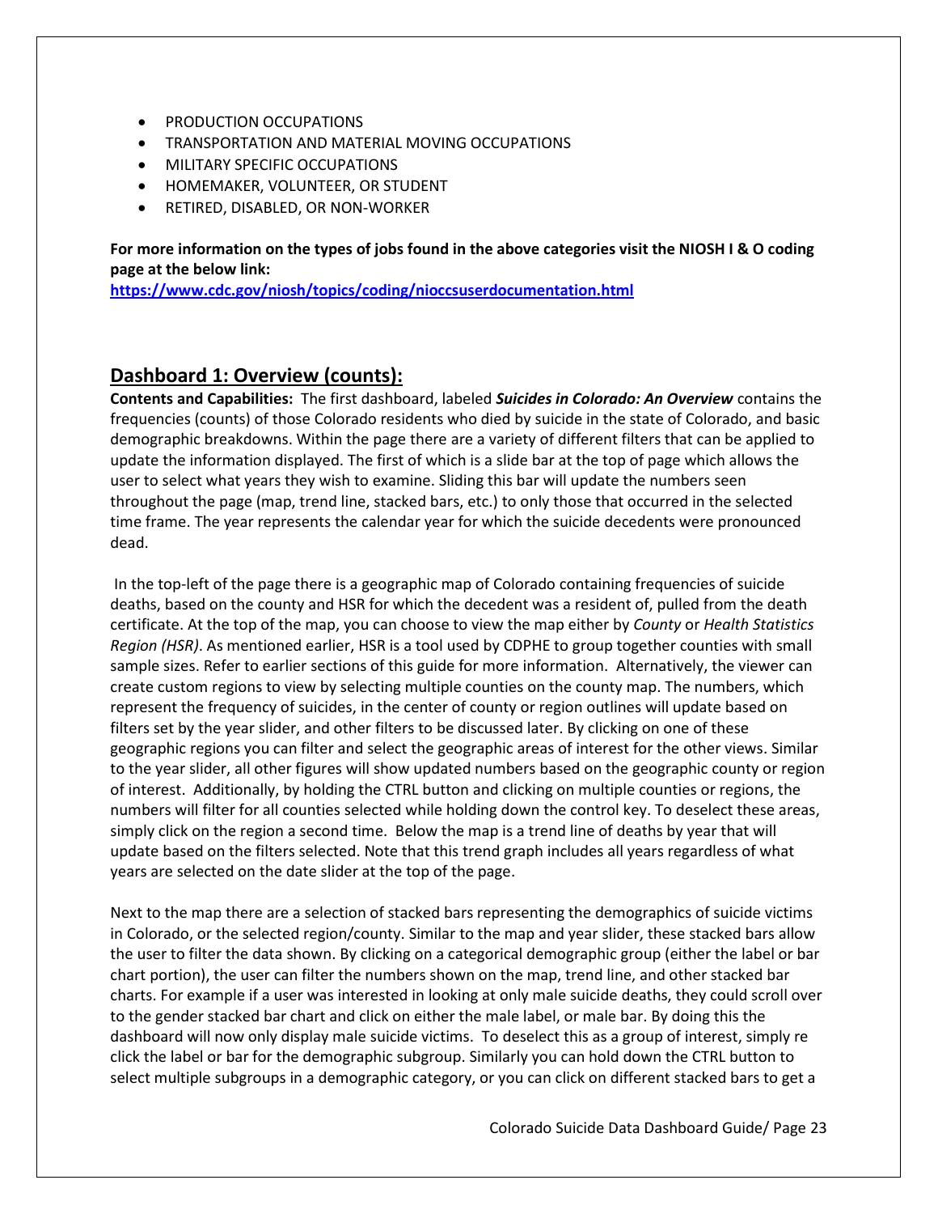- PRODUCTION OCCUPATIONS
- TRANSPORTATION AND MATERIAL MOVING OCCUPATIONS
- MILITARY SPECIFIC OCCUPATIONS
- HOMEMAKER, VOLUNTEER, OR STUDENT
- RETIRED, DISABLED, OR NON-WORKER

**For more information on the types of jobs found in the above categories visit the NIOSH I & O coding page at the below link:**
**https://www.cdc.gov/niosh/topics/coding/nioccsuserdocumentation.html**

## Dashboard 1: Overview (counts):

**Contents and Capabilities:** The first dashboard, labeled ***Suicides in Colorado: An Overview*** contains the frequencies (counts) of those Colorado residents who died by suicide in the state of Colorado, and basic demographic breakdowns. Within the page there are a variety of different filters that can be applied to update the information displayed. The first of which is a slide bar at the top of page which allows the user to select what years they wish to examine. Sliding this bar will update the numbers seen throughout the page (map, trend line, stacked bars, etc.) to only those that occurred in the selected time frame. The year represents the calendar year for which the suicide decedents were pronounced dead.

In the top-left of the page there is a geographic map of Colorado containing frequencies of suicide deaths, based on the county and HSR for which the decedent was a resident of, pulled from the death certificate. At the top of the map, you can choose to view the map either by *County* or *Health Statistics Region (HSR)*. As mentioned earlier, HSR is a tool used by CDPHE to group together counties with small sample sizes. Refer to earlier sections of this guide for more information. Alternatively, the viewer can create custom regions to view by selecting multiple counties on the county map. The numbers, which represent the frequency of suicides, in the center of county or region outlines will update based on filters set by the year slider, and other filters to be discussed later. By clicking on one of these geographic regions you can filter and select the geographic areas of interest for the other views. Similar to the year slider, all other figures will show updated numbers based on the geographic county or region of interest. Additionally, by holding the CTRL button and clicking on multiple counties or regions, the numbers will filter for all counties selected while holding down the control key. To deselect these areas, simply click on the region a second time. Below the map is a trend line of deaths by year that will update based on the filters selected. Note that this trend graph includes all years regardless of what years are selected on the date slider at the top of the page.

Next to the map there are a selection of stacked bars representing the demographics of suicide victims in Colorado, or the selected region/county. Similar to the map and year slider, these stacked bars allow the user to filter the data shown. By clicking on a categorical demographic group (either the label or bar chart portion), the user can filter the numbers shown on the map, trend line, and other stacked bar charts. For example if a user was interested in looking at only male suicide deaths, they could scroll over to the gender stacked bar chart and click on either the male label, or male bar. By doing this the dashboard will now only display male suicide victims. To deselect this as a group of interest, simply re click the label or bar for the demographic subgroup. Similarly you can hold down the CTRL button to select multiple subgroups in a demographic category, or you can click on different stacked bars to get a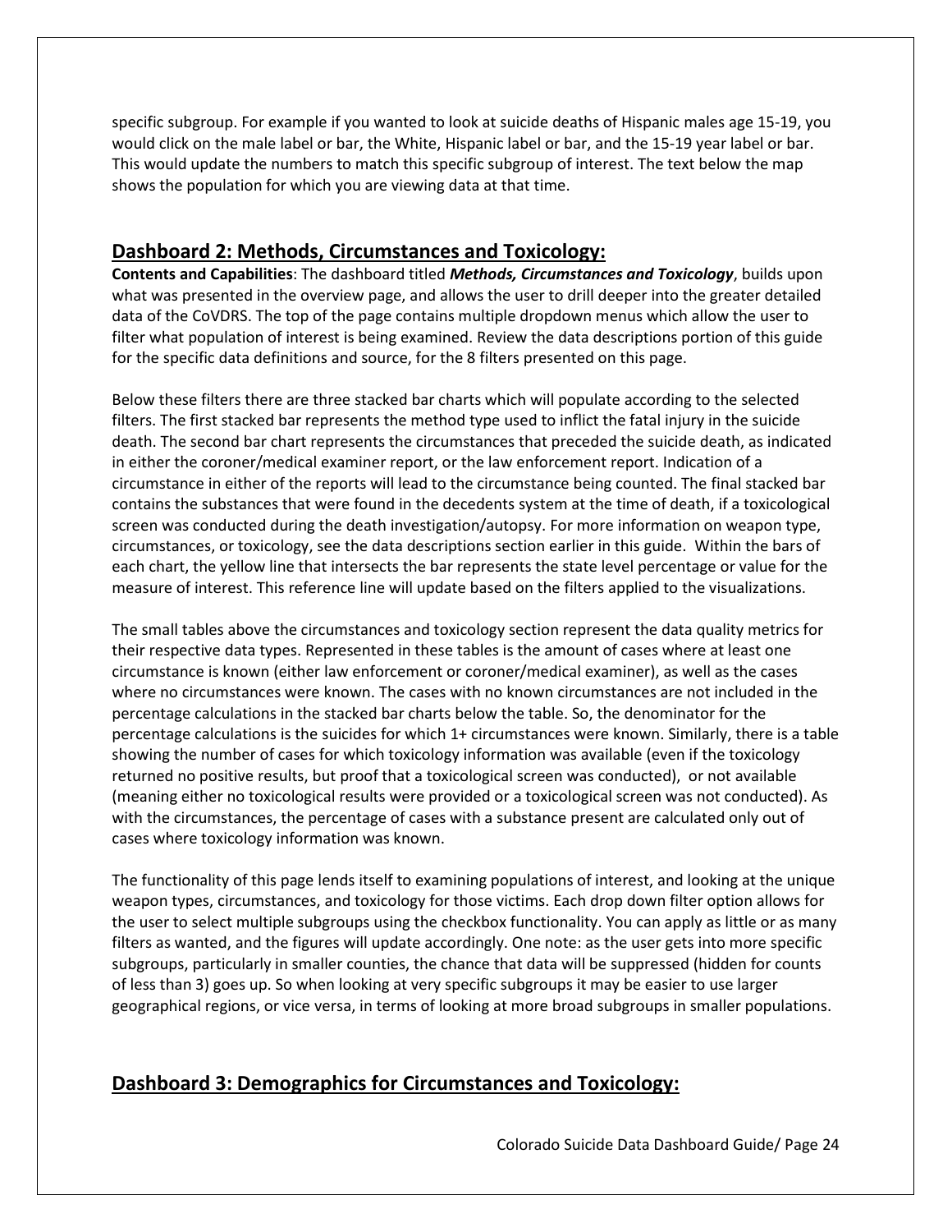specific subgroup. For example if you wanted to look at suicide deaths of Hispanic males age 15-19, you would click on the male label or bar, the White, Hispanic label or bar, and the 15-19 year label or bar. This would update the numbers to match this specific subgroup of interest. The text below the map shows the population for which you are viewing data at that time.

## Dashboard 2: Methods, Circumstances and Toxicology:

**Contents and Capabilities**: The dashboard titled ***Methods, Circumstances and Toxicology***, builds upon what was presented in the overview page, and allows the user to drill deeper into the greater detailed data of the CoVDRS. The top of the page contains multiple dropdown menus which allow the user to filter what population of interest is being examined. Review the data descriptions portion of this guide for the specific data definitions and source, for the 8 filters presented on this page.

Below these filters there are three stacked bar charts which will populate according to the selected filters. The first stacked bar represents the method type used to inflict the fatal injury in the suicide death. The second bar chart represents the circumstances that preceded the suicide death, as indicated in either the coroner/medical examiner report, or the law enforcement report. Indication of a circumstance in either of the reports will lead to the circumstance being counted. The final stacked bar contains the substances that were found in the decedents system at the time of death, if a toxicological screen was conducted during the death investigation/autopsy. For more information on weapon type, circumstances, or toxicology, see the data descriptions section earlier in this guide. Within the bars of each chart, the yellow line that intersects the bar represents the state level percentage or value for the measure of interest. This reference line will update based on the filters applied to the visualizations.

The small tables above the circumstances and toxicology section represent the data quality metrics for their respective data types. Represented in these tables is the amount of cases where at least one circumstance is known (either law enforcement or coroner/medical examiner), as well as the cases where no circumstances were known. The cases with no known circumstances are not included in the percentage calculations in the stacked bar charts below the table. So, the denominator for the percentage calculations is the suicides for which 1+ circumstances were known. Similarly, there is a table showing the number of cases for which toxicology information was available (even if the toxicology returned no positive results, but proof that a toxicological screen was conducted), or not available (meaning either no toxicological results were provided or a toxicological screen was not conducted). As with the circumstances, the percentage of cases with a substance present are calculated only out of cases where toxicology information was known.

The functionality of this page lends itself to examining populations of interest, and looking at the unique weapon types, circumstances, and toxicology for those victims. Each drop down filter option allows for the user to select multiple subgroups using the checkbox functionality. You can apply as little or as many filters as wanted, and the figures will update accordingly. One note: as the user gets into more specific subgroups, particularly in smaller counties, the chance that data will be suppressed (hidden for counts of less than 3) goes up. So when looking at very specific subgroups it may be easier to use larger geographical regions, or vice versa, in terms of looking at more broad subgroups in smaller populations.

## Dashboard 3: Demographics for Circumstances and Toxicology: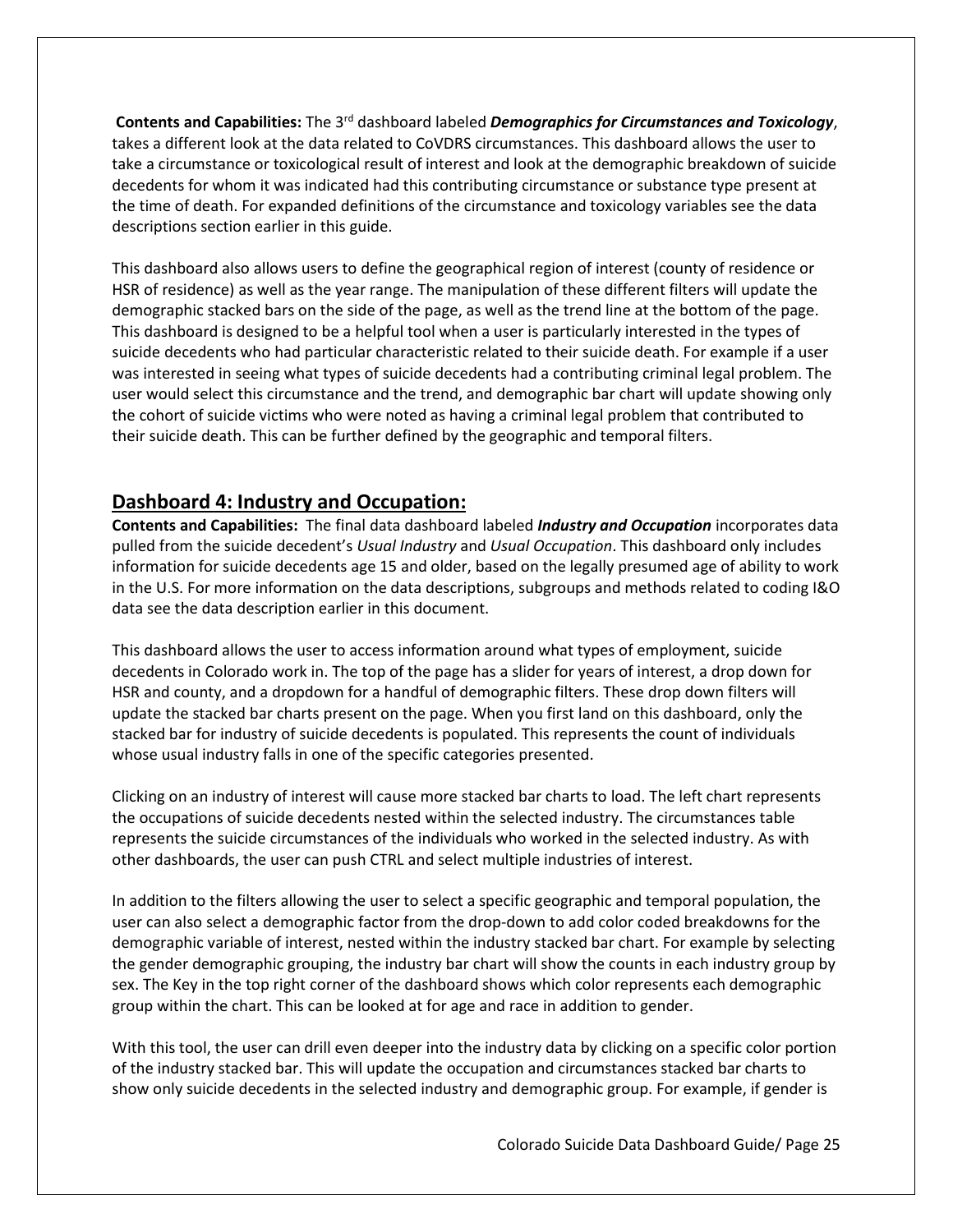**Contents and Capabilities:** The 3rd dashboard labeled ***Demographics for Circumstances and Toxicology***, takes a different look at the data related to CoVDRS circumstances. This dashboard allows the user to take a circumstance or toxicological result of interest and look at the demographic breakdown of suicide decedents for whom it was indicated had this contributing circumstance or substance type present at the time of death. For expanded definitions of the circumstance and toxicology variables see the data descriptions section earlier in this guide.

This dashboard also allows users to define the geographical region of interest (county of residence or HSR of residence) as well as the year range. The manipulation of these different filters will update the demographic stacked bars on the side of the page, as well as the trend line at the bottom of the page. This dashboard is designed to be a helpful tool when a user is particularly interested in the types of suicide decedents who had particular characteristic related to their suicide death. For example if a user was interested in seeing what types of suicide decedents had a contributing criminal legal problem. The user would select this circumstance and the trend, and demographic bar chart will update showing only the cohort of suicide victims who were noted as having a criminal legal problem that contributed to their suicide death. This can be further defined by the geographic and temporal filters.

## Dashboard 4: Industry and Occupation:

**Contents and Capabilities:** The final data dashboard labeled ***Industry and Occupation*** incorporates data pulled from the suicide decedent's *Usual Industry* and *Usual Occupation*. This dashboard only includes information for suicide decedents age 15 and older, based on the legally presumed age of ability to work in the U.S. For more information on the data descriptions, subgroups and methods related to coding I&O data see the data description earlier in this document.

This dashboard allows the user to access information around what types of employment, suicide decedents in Colorado work in. The top of the page has a slider for years of interest, a drop down for HSR and county, and a dropdown for a handful of demographic filters. These drop down filters will update the stacked bar charts present on the page. When you first land on this dashboard, only the stacked bar for industry of suicide decedents is populated. This represents the count of individuals whose usual industry falls in one of the specific categories presented.

Clicking on an industry of interest will cause more stacked bar charts to load. The left chart represents the occupations of suicide decedents nested within the selected industry. The circumstances table represents the suicide circumstances of the individuals who worked in the selected industry. As with other dashboards, the user can push CTRL and select multiple industries of interest.

In addition to the filters allowing the user to select a specific geographic and temporal population, the user can also select a demographic factor from the drop-down to add color coded breakdowns for the demographic variable of interest, nested within the industry stacked bar chart. For example by selecting the gender demographic grouping, the industry bar chart will show the counts in each industry group by sex. The Key in the top right corner of the dashboard shows which color represents each demographic group within the chart. This can be looked at for age and race in addition to gender.

With this tool, the user can drill even deeper into the industry data by clicking on a specific color portion of the industry stacked bar. This will update the occupation and circumstances stacked bar charts to show only suicide decedents in the selected industry and demographic group. For example, if gender is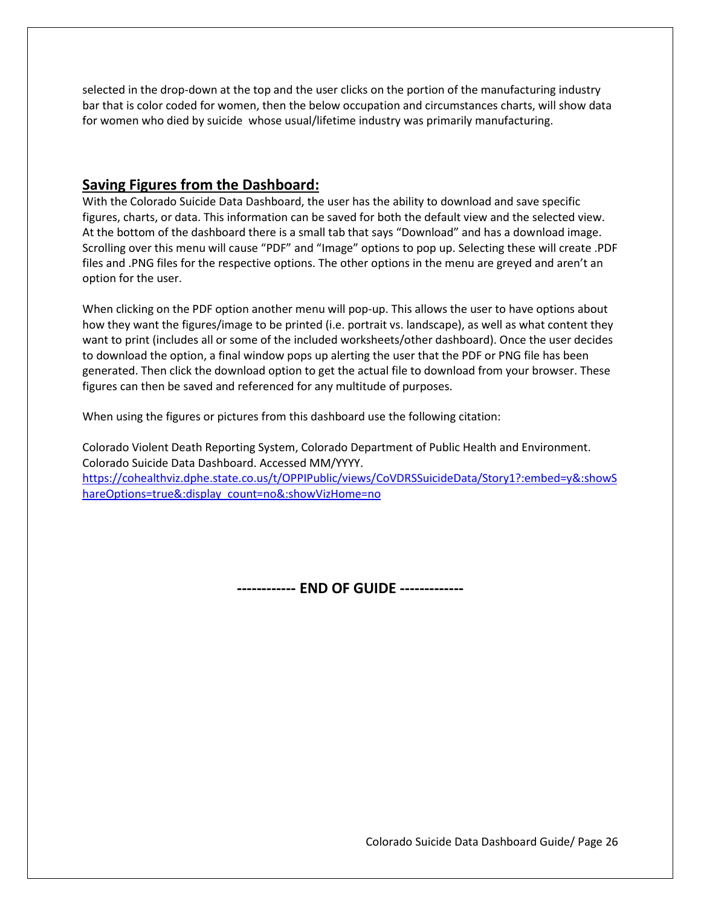selected in the drop-down at the top and the user clicks on the portion of the manufacturing industry bar that is color coded for women, then the below occupation and circumstances charts, will show data for women who died by suicide whose usual/lifetime industry was primarily manufacturing.

## Saving Figures from the Dashboard:

With the Colorado Suicide Data Dashboard, the user has the ability to download and save specific figures, charts, or data. This information can be saved for both the default view and the selected view. At the bottom of the dashboard there is a small tab that says "Download" and has a download image. Scrolling over this menu will cause "PDF" and "Image" options to pop up. Selecting these will create .PDF files and .PNG files for the respective options. The other options in the menu are greyed and aren't an option for the user.

When clicking on the PDF option another menu will pop-up. This allows the user to have options about how they want the figures/image to be printed (i.e. portrait vs. landscape), as well as what content they want to print (includes all or some of the included worksheets/other dashboard). Once the user decides to download the option, a final window pops up alerting the user that the PDF or PNG file has been generated. Then click the download option to get the actual file to download from your browser. These figures can then be saved and referenced for any multitude of purposes.

When using the figures or pictures from this dashboard use the following citation:

Colorado Violent Death Reporting System, Colorado Department of Public Health and Environment. Colorado Suicide Data Dashboard. Accessed MM/YYYY. https://cohealthviz.dphe.state.co.us/t/OPPIPublic/views/CoVDRSSuicideData/Story1?:embed=y&:showShareOptions=true&:display_count=no&:showVizHome=no

**------------ END OF GUIDE -------------**